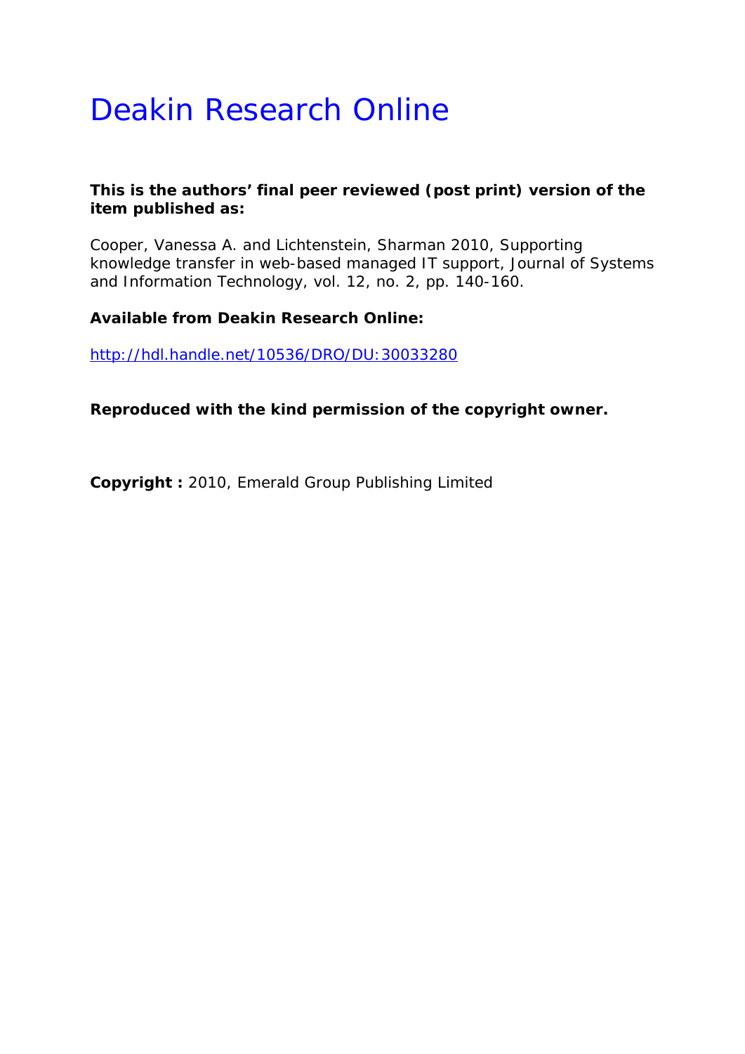# Deakin Research Online

**This is the authors' final peer reviewed (post print) version of the item published as:**

Cooper, Vanessa A. and Lichtenstein, Sharman 2010, Supporting knowledge transfer in web-based managed IT support, Journal of Systems and Information Technology, vol. 12, no. 2, pp. 140-160.

**Available from Deakin Research Online:**

http://hdl.handle.net/10536/DRO/DU:30033280

**Reproduced with the kind permission of the copyright owner.**

**Copyright :** 2010, Emerald Group Publishing Limited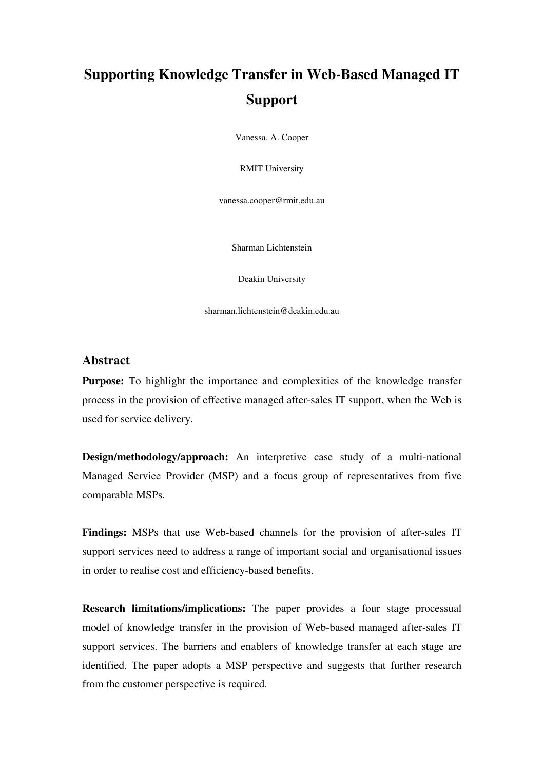# Supporting Knowledge Transfer in Web-Based Managed IT Support

Vanessa. A. Cooper

RMIT University

vanessa.cooper@rmit.edu.au

Sharman Lichtenstein

Deakin University

sharman.lichtenstein@deakin.edu.au

## Abstract

**Purpose:** To highlight the importance and complexities of the knowledge transfer process in the provision of effective managed after-sales IT support, when the Web is used for service delivery.

**Design/methodology/approach:** An interpretive case study of a multi-national Managed Service Provider (MSP) and a focus group of representatives from five comparable MSPs.

**Findings:** MSPs that use Web-based channels for the provision of after-sales IT support services need to address a range of important social and organisational issues in order to realise cost and efficiency-based benefits.

**Research limitations/implications:** The paper provides a four stage processual model of knowledge transfer in the provision of Web-based managed after-sales IT support services. The barriers and enablers of knowledge transfer at each stage are identified. The paper adopts a MSP perspective and suggests that further research from the customer perspective is required.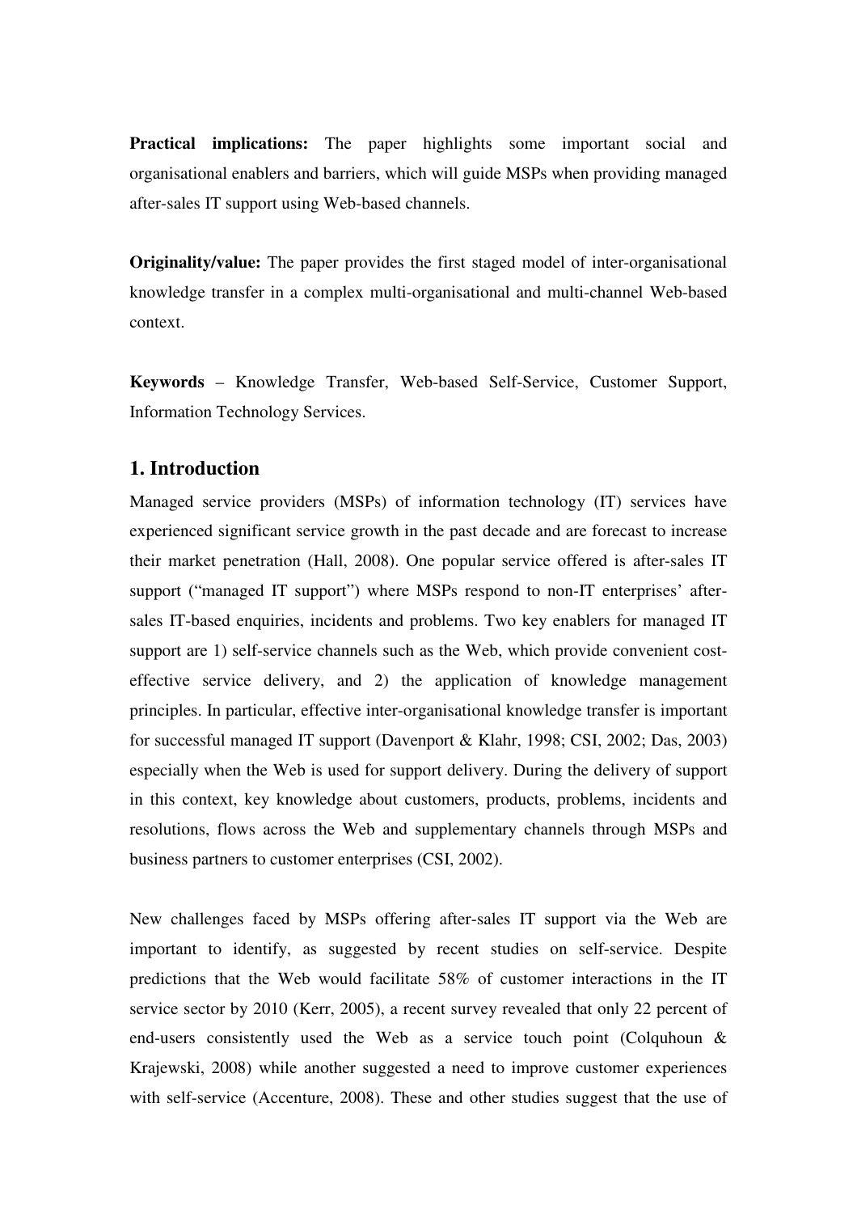**Practical implications:** The paper highlights some important social and organisational enablers and barriers, which will guide MSPs when providing managed after-sales IT support using Web-based channels.

**Originality/value:** The paper provides the first staged model of inter-organisational knowledge transfer in a complex multi-organisational and multi-channel Web-based context.

**Keywords** – Knowledge Transfer, Web-based Self-Service, Customer Support, Information Technology Services.

## 1. Introduction

Managed service providers (MSPs) of information technology (IT) services have experienced significant service growth in the past decade and are forecast to increase their market penetration (Hall, 2008). One popular service offered is after-sales IT support ("managed IT support") where MSPs respond to non-IT enterprises' after-sales IT-based enquiries, incidents and problems. Two key enablers for managed IT support are 1) self-service channels such as the Web, which provide convenient cost-effective service delivery, and 2) the application of knowledge management principles. In particular, effective inter-organisational knowledge transfer is important for successful managed IT support (Davenport & Klahr, 1998; CSI, 2002; Das, 2003) especially when the Web is used for support delivery. During the delivery of support in this context, key knowledge about customers, products, problems, incidents and resolutions, flows across the Web and supplementary channels through MSPs and business partners to customer enterprises (CSI, 2002).

New challenges faced by MSPs offering after-sales IT support via the Web are important to identify, as suggested by recent studies on self-service. Despite predictions that the Web would facilitate 58% of customer interactions in the IT service sector by 2010 (Kerr, 2005), a recent survey revealed that only 22 percent of end-users consistently used the Web as a service touch point (Colquhoun & Krajewski, 2008) while another suggested a need to improve customer experiences with self-service (Accenture, 2008). These and other studies suggest that the use of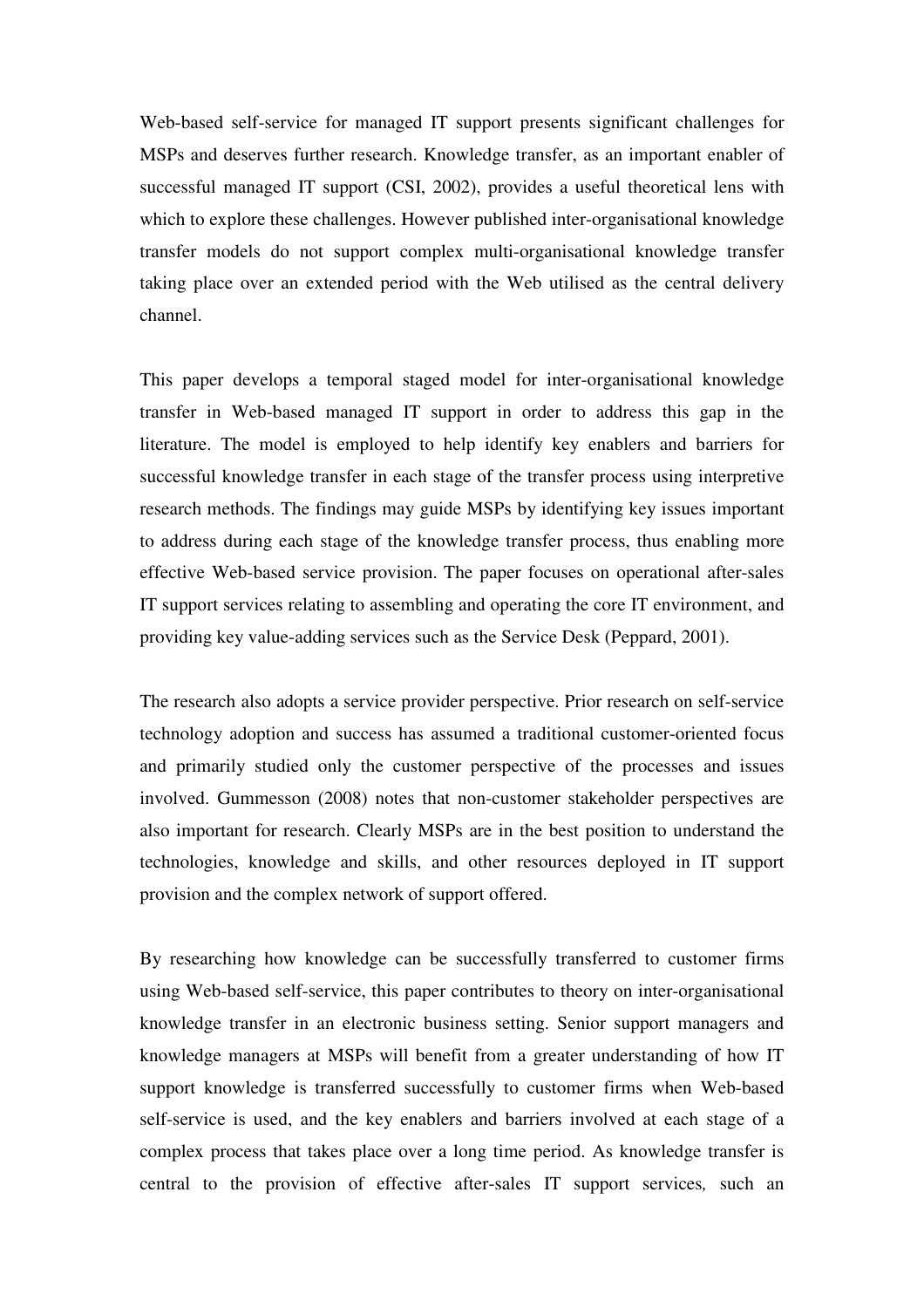Web-based self-service for managed IT support presents significant challenges for MSPs and deserves further research. Knowledge transfer, as an important enabler of successful managed IT support (CSI, 2002), provides a useful theoretical lens with which to explore these challenges. However published inter-organisational knowledge transfer models do not support complex multi-organisational knowledge transfer taking place over an extended period with the Web utilised as the central delivery channel.

This paper develops a temporal staged model for inter-organisational knowledge transfer in Web-based managed IT support in order to address this gap in the literature. The model is employed to help identify key enablers and barriers for successful knowledge transfer in each stage of the transfer process using interpretive research methods. The findings may guide MSPs by identifying key issues important to address during each stage of the knowledge transfer process, thus enabling more effective Web-based service provision. The paper focuses on operational after-sales IT support services relating to assembling and operating the core IT environment, and providing key value-adding services such as the Service Desk (Peppard, 2001).

The research also adopts a service provider perspective. Prior research on self-service technology adoption and success has assumed a traditional customer-oriented focus and primarily studied only the customer perspective of the processes and issues involved. Gummesson (2008) notes that non-customer stakeholder perspectives are also important for research. Clearly MSPs are in the best position to understand the technologies, knowledge and skills, and other resources deployed in IT support provision and the complex network of support offered.

By researching how knowledge can be successfully transferred to customer firms using Web-based self-service, this paper contributes to theory on inter-organisational knowledge transfer in an electronic business setting. Senior support managers and knowledge managers at MSPs will benefit from a greater understanding of how IT support knowledge is transferred successfully to customer firms when Web-based self-service is used, and the key enablers and barriers involved at each stage of a complex process that takes place over a long time period. As knowledge transfer is central to the provision of effective after-sales IT support services, such an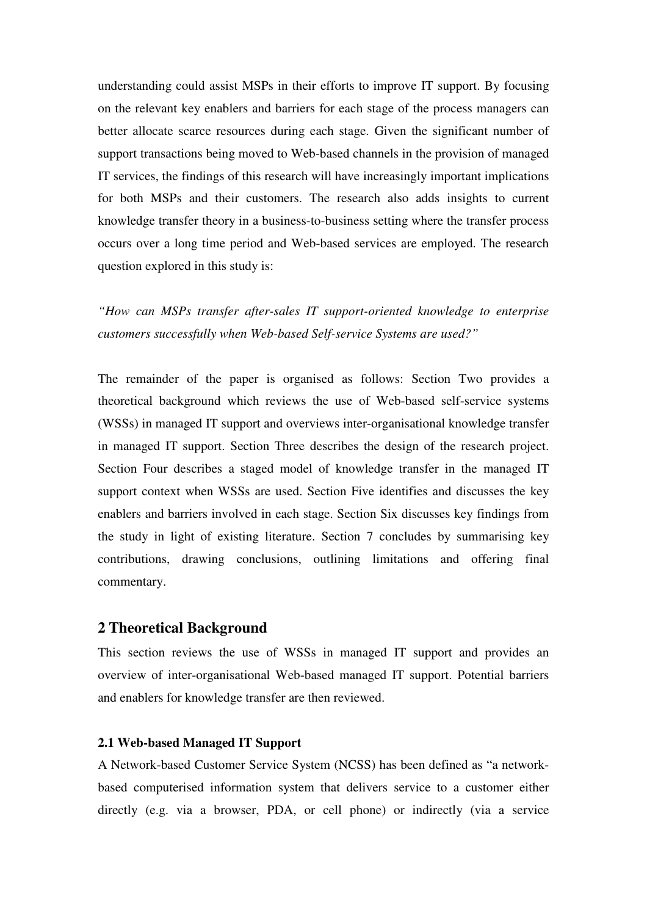understanding could assist MSPs in their efforts to improve IT support. By focusing on the relevant key enablers and barriers for each stage of the process managers can better allocate scarce resources during each stage. Given the significant number of support transactions being moved to Web-based channels in the provision of managed IT services, the findings of this research will have increasingly important implications for both MSPs and their customers. The research also adds insights to current knowledge transfer theory in a business-to-business setting where the transfer process occurs over a long time period and Web-based services are employed. The research question explored in this study is:

*"How can MSPs transfer after-sales IT support-oriented knowledge to enterprise customers successfully when Web-based Self-service Systems are used?"*

The remainder of the paper is organised as follows: Section Two provides a theoretical background which reviews the use of Web-based self-service systems (WSSs) in managed IT support and overviews inter-organisational knowledge transfer in managed IT support. Section Three describes the design of the research project. Section Four describes a staged model of knowledge transfer in the managed IT support context when WSSs are used. Section Five identifies and discusses the key enablers and barriers involved in each stage. Section Six discusses key findings from the study in light of existing literature. Section 7 concludes by summarising key contributions, drawing conclusions, outlining limitations and offering final commentary.

## 2 Theoretical Background

This section reviews the use of WSSs in managed IT support and provides an overview of inter-organisational Web-based managed IT support. Potential barriers and enablers for knowledge transfer are then reviewed.

### 2.1 Web-based Managed IT Support

A Network-based Customer Service System (NCSS) has been defined as "a network-based computerised information system that delivers service to a customer either directly (e.g. via a browser, PDA, or cell phone) or indirectly (via a service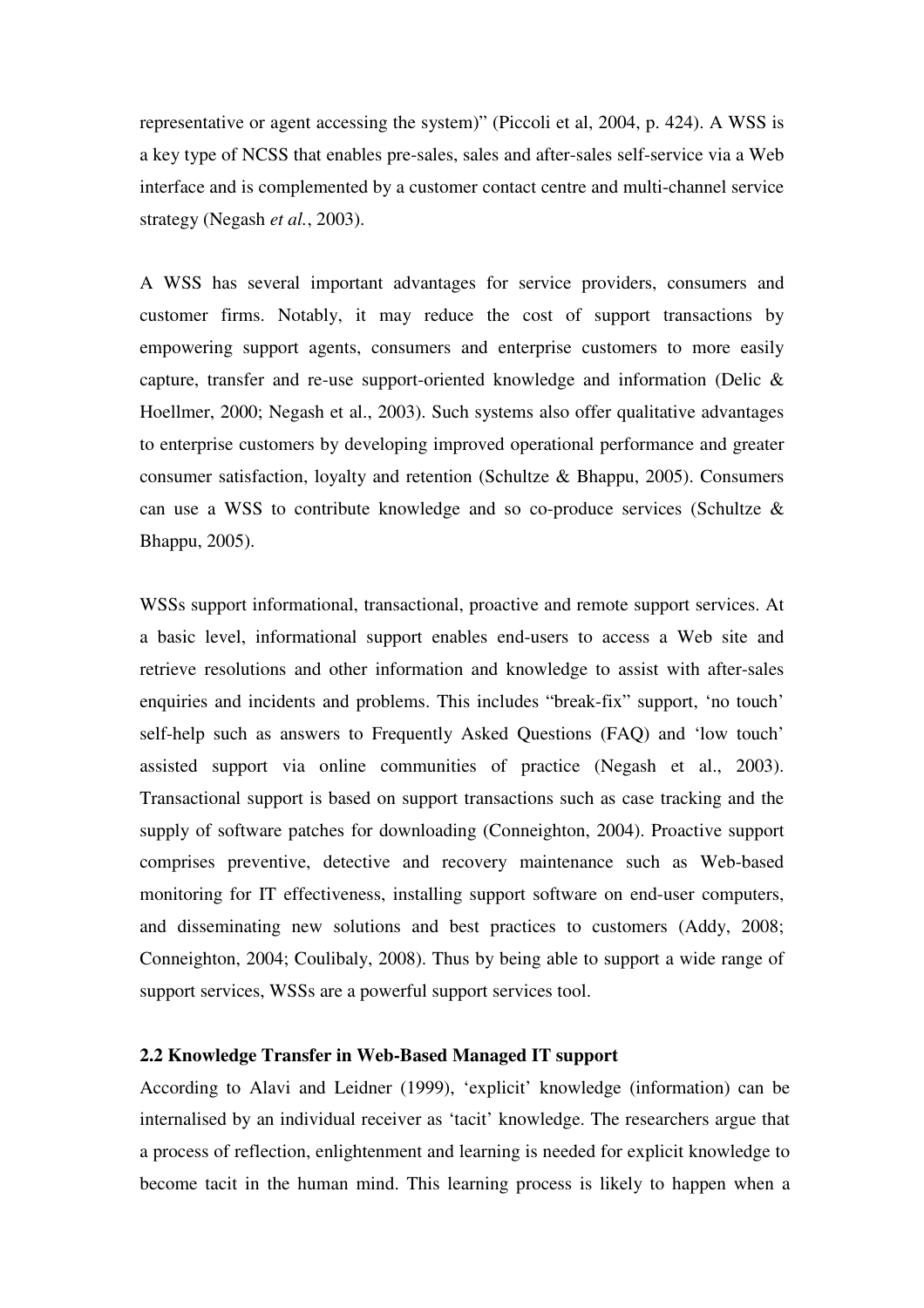representative or agent accessing the system)" (Piccoli et al, 2004, p. 424). A WSS is a key type of NCSS that enables pre-sales, sales and after-sales self-service via a Web interface and is complemented by a customer contact centre and multi-channel service strategy (Negash *et al.*, 2003).

A WSS has several important advantages for service providers, consumers and customer firms. Notably, it may reduce the cost of support transactions by empowering support agents, consumers and enterprise customers to more easily capture, transfer and re-use support-oriented knowledge and information (Delic & Hoellmer, 2000; Negash et al., 2003). Such systems also offer qualitative advantages to enterprise customers by developing improved operational performance and greater consumer satisfaction, loyalty and retention (Schultze & Bhappu, 2005). Consumers can use a WSS to contribute knowledge and so co-produce services (Schultze & Bhappu, 2005).

WSSs support informational, transactional, proactive and remote support services. At a basic level, informational support enables end-users to access a Web site and retrieve resolutions and other information and knowledge to assist with after-sales enquiries and incidents and problems. This includes "break-fix" support, 'no touch' self-help such as answers to Frequently Asked Questions (FAQ) and 'low touch' assisted support via online communities of practice (Negash et al., 2003). Transactional support is based on support transactions such as case tracking and the supply of software patches for downloading (Conneighton, 2004). Proactive support comprises preventive, detective and recovery maintenance such as Web-based monitoring for IT effectiveness, installing support software on end-user computers, and disseminating new solutions and best practices to customers (Addy, 2008; Conneighton, 2004; Coulibaly, 2008). Thus by being able to support a wide range of support services, WSSs are a powerful support services tool.

## 2.2 Knowledge Transfer in Web-Based Managed IT support

According to Alavi and Leidner (1999), 'explicit' knowledge (information) can be internalised by an individual receiver as 'tacit' knowledge. The researchers argue that a process of reflection, enlightenment and learning is needed for explicit knowledge to become tacit in the human mind. This learning process is likely to happen when a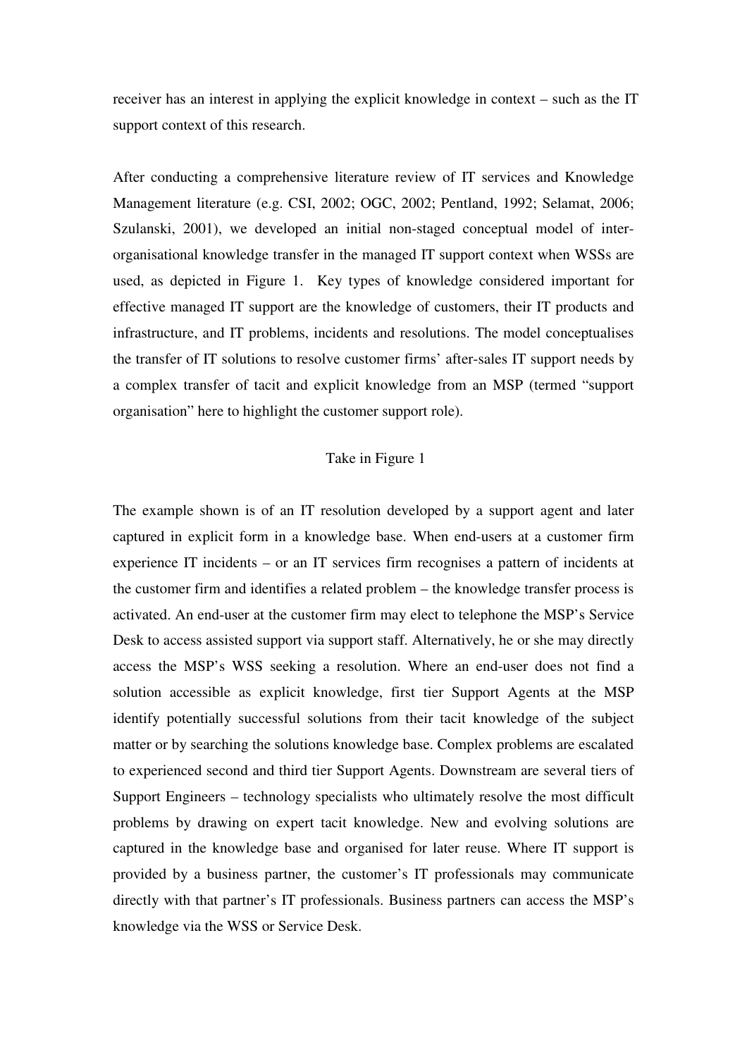receiver has an interest in applying the explicit knowledge in context – such as the IT support context of this research.

After conducting a comprehensive literature review of IT services and Knowledge Management literature (e.g. CSI, 2002; OGC, 2002; Pentland, 1992; Selamat, 2006; Szulanski, 2001), we developed an initial non-staged conceptual model of inter-organisational knowledge transfer in the managed IT support context when WSSs are used, as depicted in Figure 1. Key types of knowledge considered important for effective managed IT support are the knowledge of customers, their IT products and infrastructure, and IT problems, incidents and resolutions. The model conceptualises the transfer of IT solutions to resolve customer firms' after-sales IT support needs by a complex transfer of tacit and explicit knowledge from an MSP (termed "support organisation" here to highlight the customer support role).

Take in Figure 1

The example shown is of an IT resolution developed by a support agent and later captured in explicit form in a knowledge base. When end-users at a customer firm experience IT incidents – or an IT services firm recognises a pattern of incidents at the customer firm and identifies a related problem – the knowledge transfer process is activated. An end-user at the customer firm may elect to telephone the MSP's Service Desk to access assisted support via support staff. Alternatively, he or she may directly access the MSP's WSS seeking a resolution. Where an end-user does not find a solution accessible as explicit knowledge, first tier Support Agents at the MSP identify potentially successful solutions from their tacit knowledge of the subject matter or by searching the solutions knowledge base. Complex problems are escalated to experienced second and third tier Support Agents. Downstream are several tiers of Support Engineers – technology specialists who ultimately resolve the most difficult problems by drawing on expert tacit knowledge. New and evolving solutions are captured in the knowledge base and organised for later reuse. Where IT support is provided by a business partner, the customer's IT professionals may communicate directly with that partner's IT professionals. Business partners can access the MSP's knowledge via the WSS or Service Desk.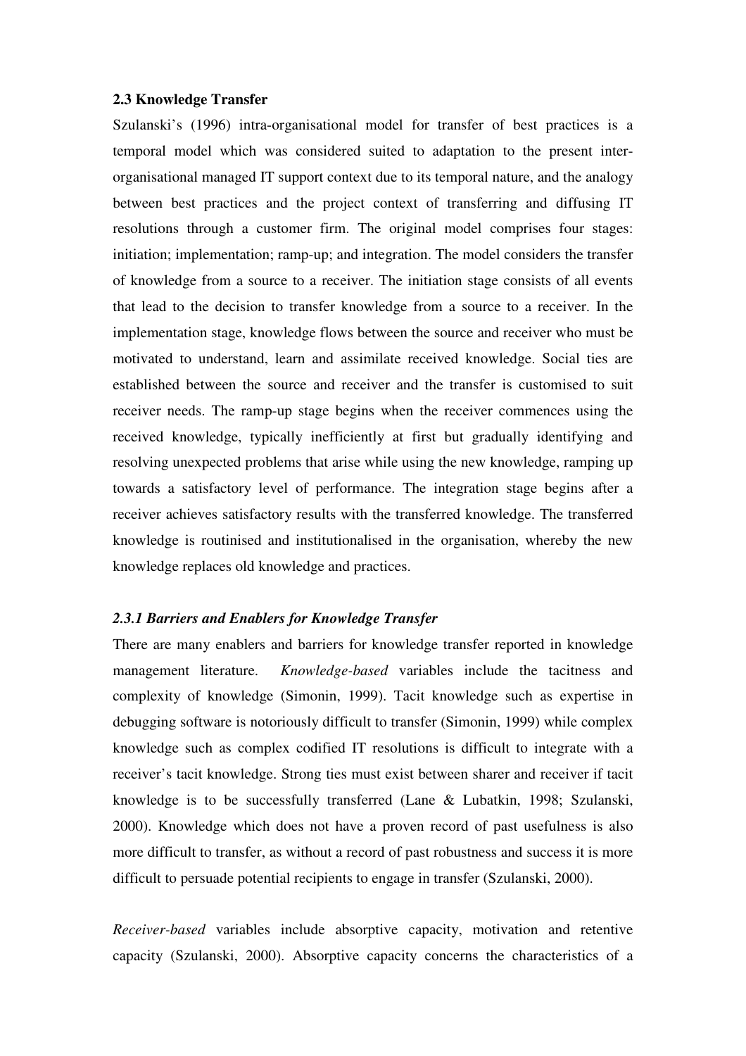## 2.3 Knowledge Transfer

Szulanski's (1996) intra-organisational model for transfer of best practices is a temporal model which was considered suited to adaptation to the present inter-organisational managed IT support context due to its temporal nature, and the analogy between best practices and the project context of transferring and diffusing IT resolutions through a customer firm. The original model comprises four stages: initiation; implementation; ramp-up; and integration. The model considers the transfer of knowledge from a source to a receiver. The initiation stage consists of all events that lead to the decision to transfer knowledge from a source to a receiver. In the implementation stage, knowledge flows between the source and receiver who must be motivated to understand, learn and assimilate received knowledge. Social ties are established between the source and receiver and the transfer is customised to suit receiver needs. The ramp-up stage begins when the receiver commences using the received knowledge, typically inefficiently at first but gradually identifying and resolving unexpected problems that arise while using the new knowledge, ramping up towards a satisfactory level of performance. The integration stage begins after a receiver achieves satisfactory results with the transferred knowledge. The transferred knowledge is routinised and institutionalised in the organisation, whereby the new knowledge replaces old knowledge and practices.

### *2.3.1 Barriers and Enablers for Knowledge Transfer*

There are many enablers and barriers for knowledge transfer reported in knowledge management literature. *Knowledge-based* variables include the tacitness and complexity of knowledge (Simonin, 1999). Tacit knowledge such as expertise in debugging software is notoriously difficult to transfer (Simonin, 1999) while complex knowledge such as complex codified IT resolutions is difficult to integrate with a receiver's tacit knowledge. Strong ties must exist between sharer and receiver if tacit knowledge is to be successfully transferred (Lane & Lubatkin, 1998; Szulanski, 2000). Knowledge which does not have a proven record of past usefulness is also more difficult to transfer, as without a record of past robustness and success it is more difficult to persuade potential recipients to engage in transfer (Szulanski, 2000).

*Receiver-based* variables include absorptive capacity, motivation and retentive capacity (Szulanski, 2000). Absorptive capacity concerns the characteristics of a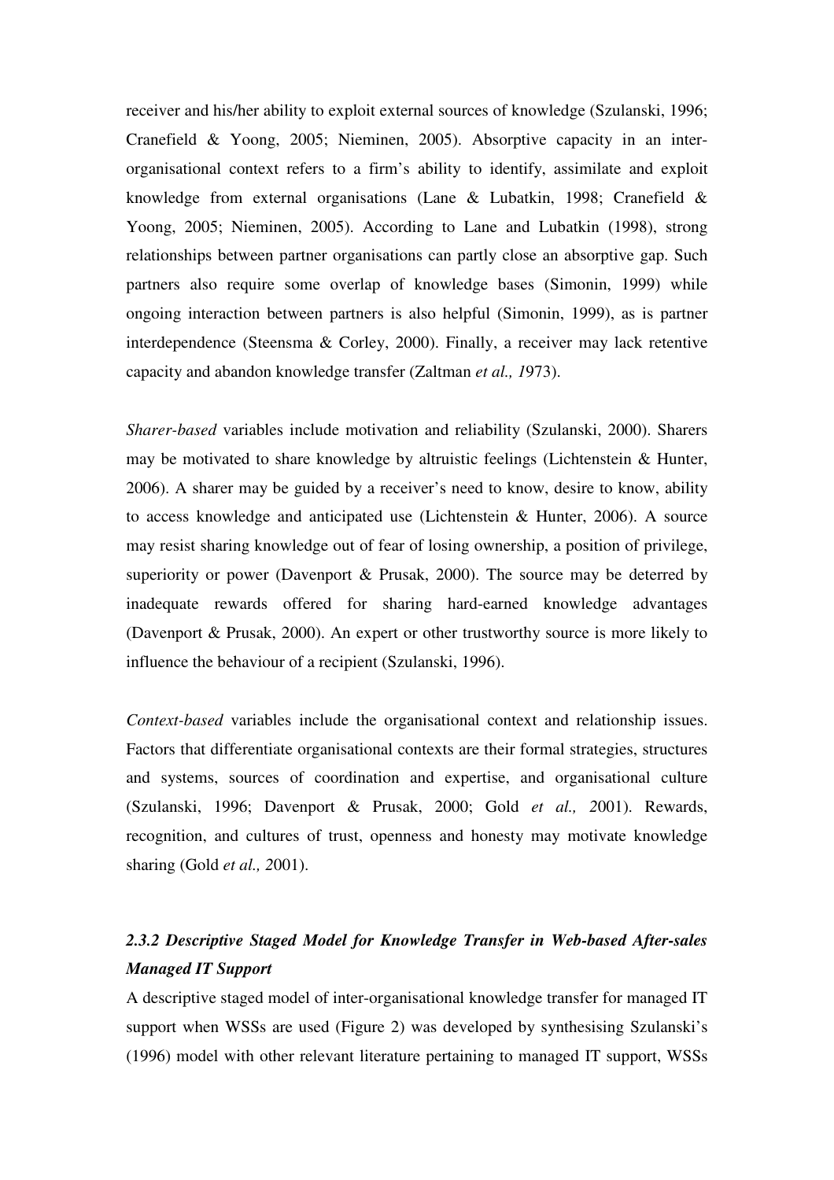receiver and his/her ability to exploit external sources of knowledge (Szulanski, 1996; Cranefield & Yoong, 2005; Nieminen, 2005). Absorptive capacity in an inter-organisational context refers to a firm's ability to identify, assimilate and exploit knowledge from external organisations (Lane & Lubatkin, 1998; Cranefield & Yoong, 2005; Nieminen, 2005). According to Lane and Lubatkin (1998), strong relationships between partner organisations can partly close an absorptive gap. Such partners also require some overlap of knowledge bases (Simonin, 1999) while ongoing interaction between partners is also helpful (Simonin, 1999), as is partner interdependence (Steensma & Corley, 2000). Finally, a receiver may lack retentive capacity and abandon knowledge transfer (Zaltman *et al., 1*973).

*Sharer-based* variables include motivation and reliability (Szulanski, 2000). Sharers may be motivated to share knowledge by altruistic feelings (Lichtenstein & Hunter, 2006). A sharer may be guided by a receiver's need to know, desire to know, ability to access knowledge and anticipated use (Lichtenstein & Hunter, 2006). A source may resist sharing knowledge out of fear of losing ownership, a position of privilege, superiority or power (Davenport & Prusak, 2000). The source may be deterred by inadequate rewards offered for sharing hard-earned knowledge advantages (Davenport & Prusak, 2000). An expert or other trustworthy source is more likely to influence the behaviour of a recipient (Szulanski, 1996).

*Context-based* variables include the organisational context and relationship issues. Factors that differentiate organisational contexts are their formal strategies, structures and systems, sources of coordination and expertise, and organisational culture (Szulanski, 1996; Davenport & Prusak, 2000; Gold *et al., 2*001). Rewards, recognition, and cultures of trust, openness and honesty may motivate knowledge sharing (Gold *et al., 2*001).

### *2.3.2 Descriptive Staged Model for Knowledge Transfer in Web-based After-sales Managed IT Support*

A descriptive staged model of inter-organisational knowledge transfer for managed IT support when WSSs are used (Figure 2) was developed by synthesising Szulanski's (1996) model with other relevant literature pertaining to managed IT support, WSSs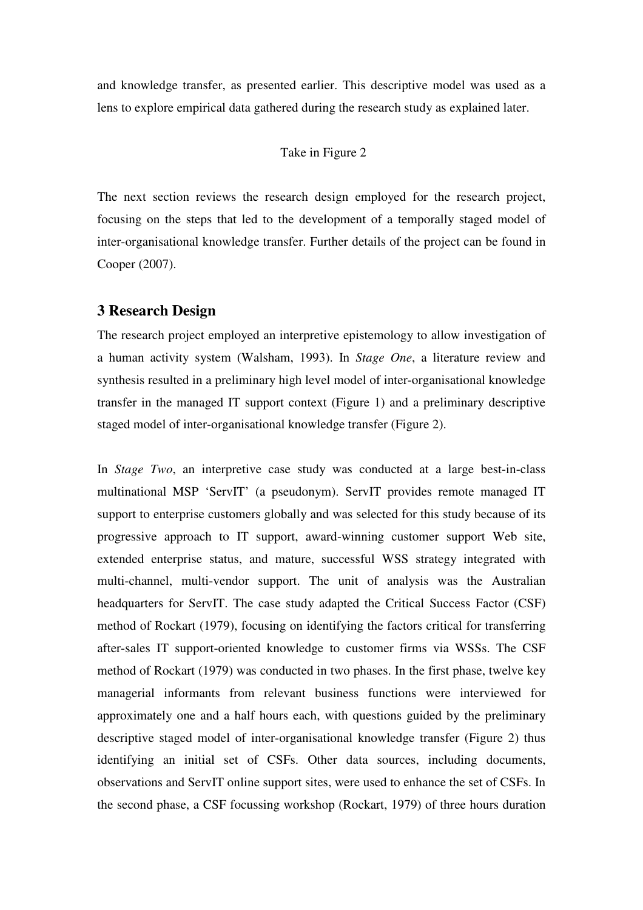and knowledge transfer, as presented earlier. This descriptive model was used as a lens to explore empirical data gathered during the research study as explained later.

Take in Figure 2

The next section reviews the research design employed for the research project, focusing on the steps that led to the development of a temporally staged model of inter-organisational knowledge transfer. Further details of the project can be found in Cooper (2007).

## 3 Research Design

The research project employed an interpretive epistemology to allow investigation of a human activity system (Walsham, 1993). In *Stage One*, a literature review and synthesis resulted in a preliminary high level model of inter-organisational knowledge transfer in the managed IT support context (Figure 1) and a preliminary descriptive staged model of inter-organisational knowledge transfer (Figure 2).

In *Stage Two*, an interpretive case study was conducted at a large best-in-class multinational MSP 'ServIT' (a pseudonym). ServIT provides remote managed IT support to enterprise customers globally and was selected for this study because of its progressive approach to IT support, award-winning customer support Web site, extended enterprise status, and mature, successful WSS strategy integrated with multi-channel, multi-vendor support. The unit of analysis was the Australian headquarters for ServIT. The case study adapted the Critical Success Factor (CSF) method of Rockart (1979), focusing on identifying the factors critical for transferring after-sales IT support-oriented knowledge to customer firms via WSSs. The CSF method of Rockart (1979) was conducted in two phases. In the first phase, twelve key managerial informants from relevant business functions were interviewed for approximately one and a half hours each, with questions guided by the preliminary descriptive staged model of inter-organisational knowledge transfer (Figure 2) thus identifying an initial set of CSFs. Other data sources, including documents, observations and ServIT online support sites, were used to enhance the set of CSFs. In the second phase, a CSF focussing workshop (Rockart, 1979) of three hours duration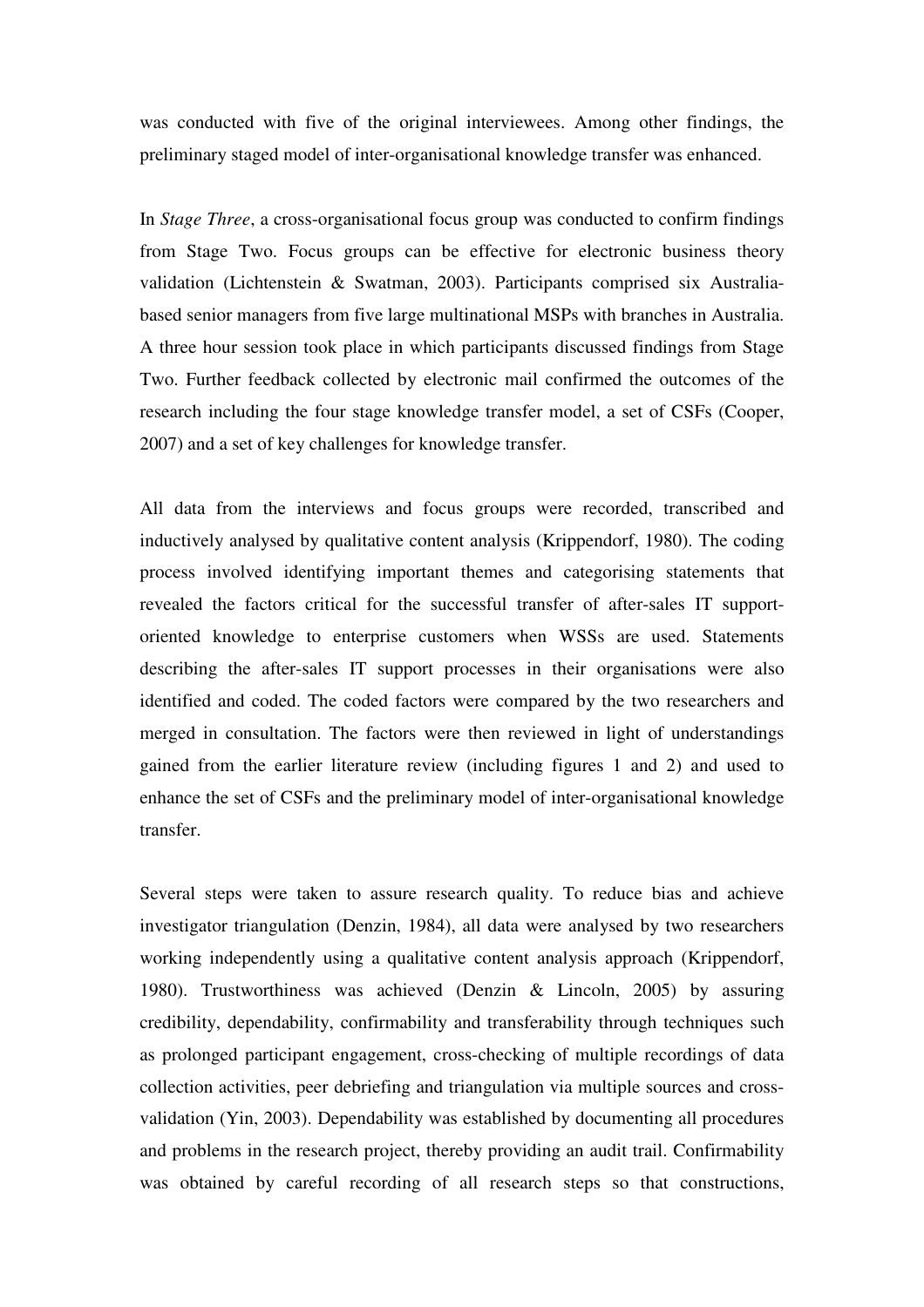was conducted with five of the original interviewees. Among other findings, the preliminary staged model of inter-organisational knowledge transfer was enhanced.

In *Stage Three*, a cross-organisational focus group was conducted to confirm findings from Stage Two. Focus groups can be effective for electronic business theory validation (Lichtenstein & Swatman, 2003). Participants comprised six Australia-based senior managers from five large multinational MSPs with branches in Australia. A three hour session took place in which participants discussed findings from Stage Two. Further feedback collected by electronic mail confirmed the outcomes of the research including the four stage knowledge transfer model, a set of CSFs (Cooper, 2007) and a set of key challenges for knowledge transfer.

All data from the interviews and focus groups were recorded, transcribed and inductively analysed by qualitative content analysis (Krippendorf, 1980). The coding process involved identifying important themes and categorising statements that revealed the factors critical for the successful transfer of after-sales IT support-oriented knowledge to enterprise customers when WSSs are used. Statements describing the after-sales IT support processes in their organisations were also identified and coded. The coded factors were compared by the two researchers and merged in consultation. The factors were then reviewed in light of understandings gained from the earlier literature review (including figures 1 and 2) and used to enhance the set of CSFs and the preliminary model of inter-organisational knowledge transfer.

Several steps were taken to assure research quality. To reduce bias and achieve investigator triangulation (Denzin, 1984), all data were analysed by two researchers working independently using a qualitative content analysis approach (Krippendorf, 1980). Trustworthiness was achieved (Denzin & Lincoln, 2005) by assuring credibility, dependability, confirmability and transferability through techniques such as prolonged participant engagement, cross-checking of multiple recordings of data collection activities, peer debriefing and triangulation via multiple sources and cross-validation (Yin, 2003). Dependability was established by documenting all procedures and problems in the research project, thereby providing an audit trail. Confirmability was obtained by careful recording of all research steps so that constructions,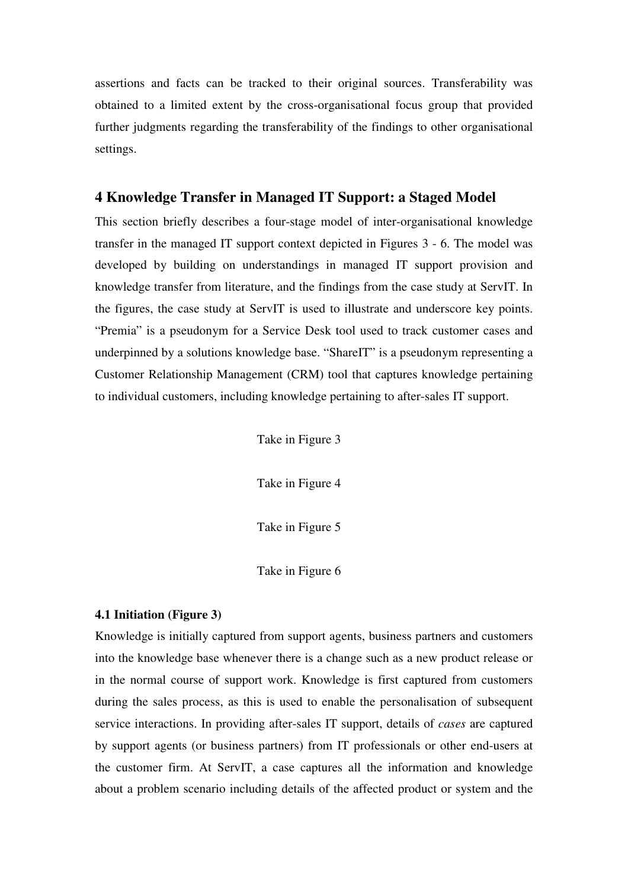assertions and facts can be tracked to their original sources. Transferability was obtained to a limited extent by the cross-organisational focus group that provided further judgments regarding the transferability of the findings to other organisational settings.

## 4 Knowledge Transfer in Managed IT Support: a Staged Model

This section briefly describes a four-stage model of inter-organisational knowledge transfer in the managed IT support context depicted in Figures 3 - 6. The model was developed by building on understandings in managed IT support provision and knowledge transfer from literature, and the findings from the case study at ServIT. In the figures, the case study at ServIT is used to illustrate and underscore key points. "Premia" is a pseudonym for a Service Desk tool used to track customer cases and underpinned by a solutions knowledge base. "ShareIT" is a pseudonym representing a Customer Relationship Management (CRM) tool that captures knowledge pertaining to individual customers, including knowledge pertaining to after-sales IT support.

Take in Figure 3

Take in Figure 4

Take in Figure 5

Take in Figure 6

### 4.1 Initiation (Figure 3)

Knowledge is initially captured from support agents, business partners and customers into the knowledge base whenever there is a change such as a new product release or in the normal course of support work. Knowledge is first captured from customers during the sales process, as this is used to enable the personalisation of subsequent service interactions. In providing after-sales IT support, details of *cases* are captured by support agents (or business partners) from IT professionals or other end-users at the customer firm. At ServIT, a case captures all the information and knowledge about a problem scenario including details of the affected product or system and the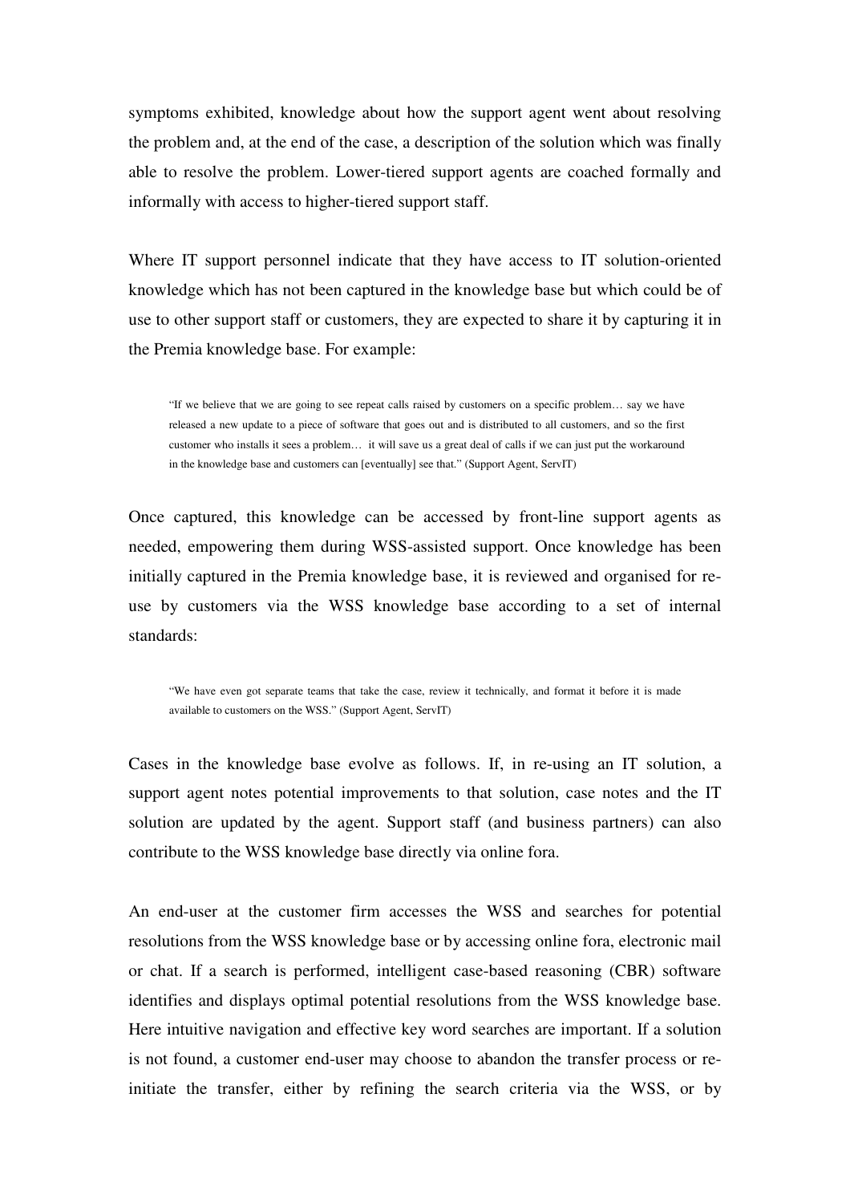symptoms exhibited, knowledge about how the support agent went about resolving the problem and, at the end of the case, a description of the solution which was finally able to resolve the problem. Lower-tiered support agents are coached formally and informally with access to higher-tiered support staff.

Where IT support personnel indicate that they have access to IT solution-oriented knowledge which has not been captured in the knowledge base but which could be of use to other support staff or customers, they are expected to share it by capturing it in the Premia knowledge base. For example:

> "If we believe that we are going to see repeat calls raised by customers on a specific problem… say we have released a new update to a piece of software that goes out and is distributed to all customers, and so the first customer who installs it sees a problem… it will save us a great deal of calls if we can just put the workaround in the knowledge base and customers can [eventually] see that." (Support Agent, ServIT)

Once captured, this knowledge can be accessed by front-line support agents as needed, empowering them during WSS-assisted support. Once knowledge has been initially captured in the Premia knowledge base, it is reviewed and organised for re-use by customers via the WSS knowledge base according to a set of internal standards:

> "We have even got separate teams that take the case, review it technically, and format it before it is made available to customers on the WSS." (Support Agent, ServIT)

Cases in the knowledge base evolve as follows. If, in re-using an IT solution, a support agent notes potential improvements to that solution, case notes and the IT solution are updated by the agent. Support staff (and business partners) can also contribute to the WSS knowledge base directly via online fora.

An end-user at the customer firm accesses the WSS and searches for potential resolutions from the WSS knowledge base or by accessing online fora, electronic mail or chat. If a search is performed, intelligent case-based reasoning (CBR) software identifies and displays optimal potential resolutions from the WSS knowledge base. Here intuitive navigation and effective key word searches are important. If a solution is not found, a customer end-user may choose to abandon the transfer process or re-initiate the transfer, either by refining the search criteria via the WSS, or by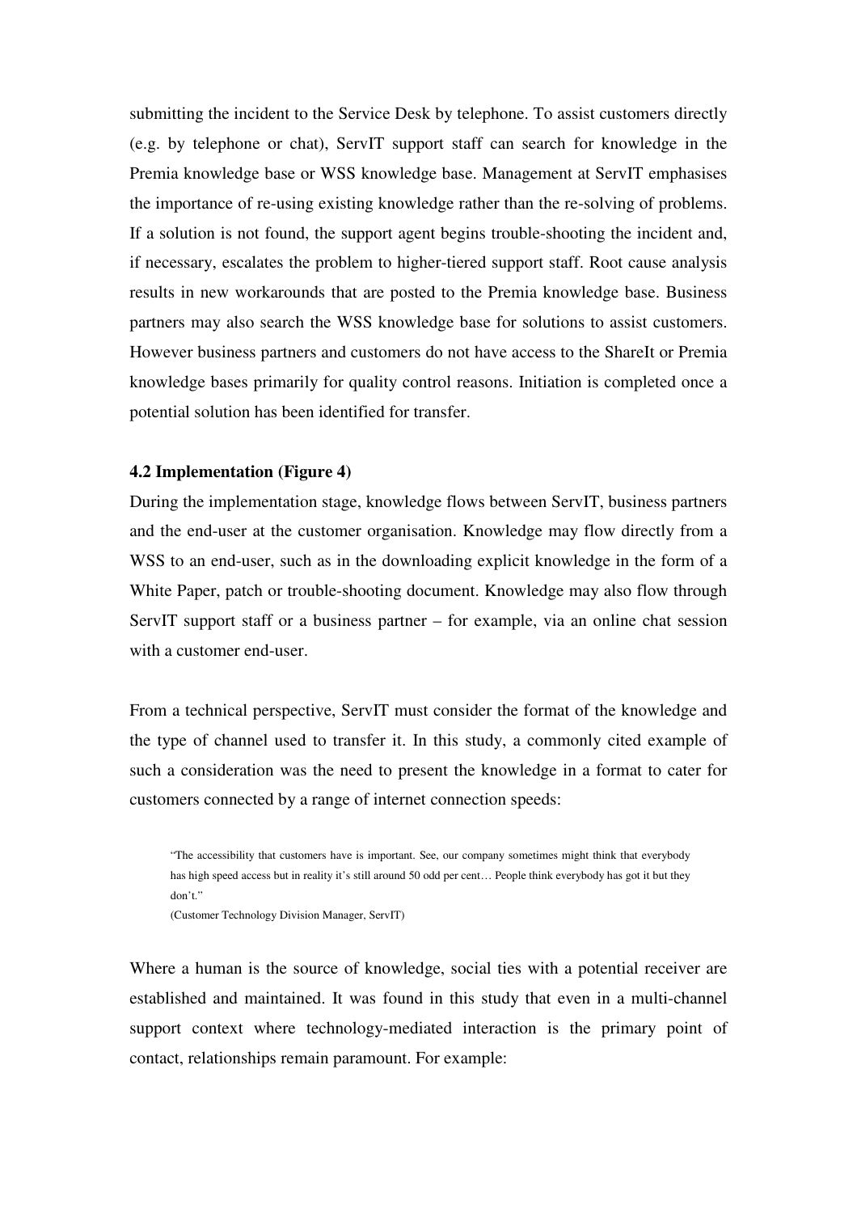submitting the incident to the Service Desk by telephone. To assist customers directly (e.g. by telephone or chat), ServIT support staff can search for knowledge in the Premia knowledge base or WSS knowledge base. Management at ServIT emphasises the importance of re-using existing knowledge rather than the re-solving of problems. If a solution is not found, the support agent begins trouble-shooting the incident and, if necessary, escalates the problem to higher-tiered support staff. Root cause analysis results in new workarounds that are posted to the Premia knowledge base. Business partners may also search the WSS knowledge base for solutions to assist customers. However business partners and customers do not have access to the ShareIt or Premia knowledge bases primarily for quality control reasons. Initiation is completed once a potential solution has been identified for transfer.

### 4.2 Implementation (Figure 4)

During the implementation stage, knowledge flows between ServIT, business partners and the end-user at the customer organisation. Knowledge may flow directly from a WSS to an end-user, such as in the downloading explicit knowledge in the form of a White Paper, patch or trouble-shooting document. Knowledge may also flow through ServIT support staff or a business partner – for example, via an online chat session with a customer end-user.

From a technical perspective, ServIT must consider the format of the knowledge and the type of channel used to transfer it. In this study, a commonly cited example of such a consideration was the need to present the knowledge in a format to cater for customers connected by a range of internet connection speeds:

> "The accessibility that customers have is important. See, our company sometimes might think that everybody has high speed access but in reality it's still around 50 odd per cent… People think everybody has got it but they don't."
>
> (Customer Technology Division Manager, ServIT)

Where a human is the source of knowledge, social ties with a potential receiver are established and maintained. It was found in this study that even in a multi-channel support context where technology-mediated interaction is the primary point of contact, relationships remain paramount. For example: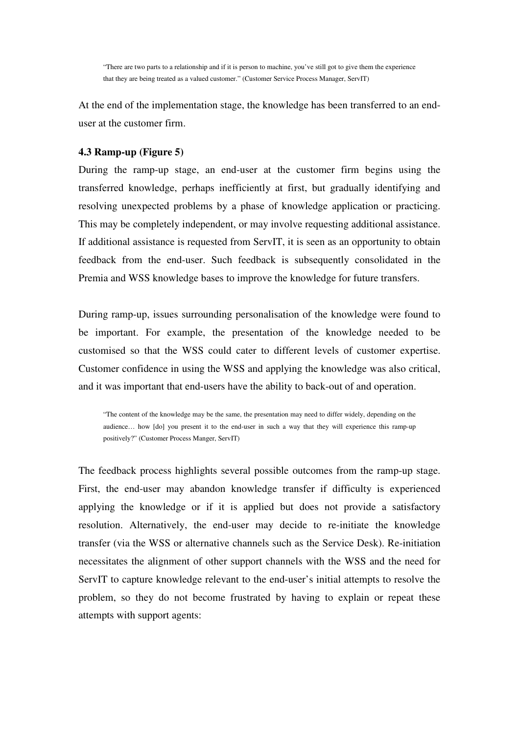> "There are two parts to a relationship and if it is person to machine, you've still got to give them the experience that they are being treated as a valued customer." (Customer Service Process Manager, ServIT)

At the end of the implementation stage, the knowledge has been transferred to an end-user at the customer firm.

### 4.3 Ramp-up (Figure 5)

During the ramp-up stage, an end-user at the customer firm begins using the transferred knowledge, perhaps inefficiently at first, but gradually identifying and resolving unexpected problems by a phase of knowledge application or practicing. This may be completely independent, or may involve requesting additional assistance. If additional assistance is requested from ServIT, it is seen as an opportunity to obtain feedback from the end-user. Such feedback is subsequently consolidated in the Premia and WSS knowledge bases to improve the knowledge for future transfers.

During ramp-up, issues surrounding personalisation of the knowledge were found to be important. For example, the presentation of the knowledge needed to be customised so that the WSS could cater to different levels of customer expertise. Customer confidence in using the WSS and applying the knowledge was also critical, and it was important that end-users have the ability to back-out of and operation.

> "The content of the knowledge may be the same, the presentation may need to differ widely, depending on the audience… how [do] you present it to the end-user in such a way that they will experience this ramp-up positively?" (Customer Process Manger, ServIT)

The feedback process highlights several possible outcomes from the ramp-up stage. First, the end-user may abandon knowledge transfer if difficulty is experienced applying the knowledge or if it is applied but does not provide a satisfactory resolution. Alternatively, the end-user may decide to re-initiate the knowledge transfer (via the WSS or alternative channels such as the Service Desk). Re-initiation necessitates the alignment of other support channels with the WSS and the need for ServIT to capture knowledge relevant to the end-user's initial attempts to resolve the problem, so they do not become frustrated by having to explain or repeat these attempts with support agents: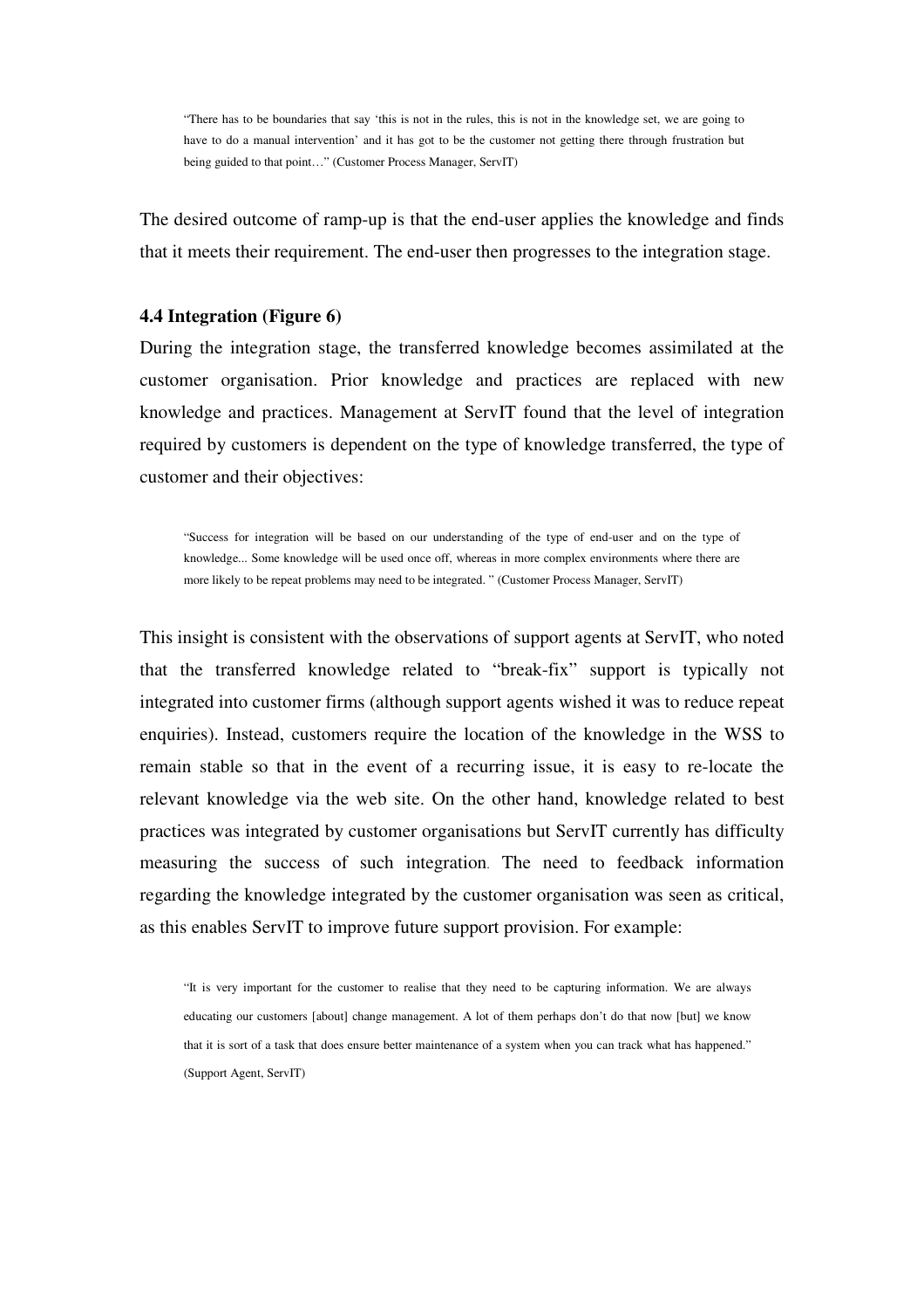> "There has to be boundaries that say 'this is not in the rules, this is not in the knowledge set, we are going to have to do a manual intervention' and it has got to be the customer not getting there through frustration but being guided to that point…" (Customer Process Manager, ServIT)

The desired outcome of ramp-up is that the end-user applies the knowledge and finds that it meets their requirement. The end-user then progresses to the integration stage.

### 4.4 Integration (Figure 6)

During the integration stage, the transferred knowledge becomes assimilated at the customer organisation. Prior knowledge and practices are replaced with new knowledge and practices. Management at ServIT found that the level of integration required by customers is dependent on the type of knowledge transferred, the type of customer and their objectives:

> "Success for integration will be based on our understanding of the type of end-user and on the type of knowledge... Some knowledge will be used once off, whereas in more complex environments where there are more likely to be repeat problems may need to be integrated. " (Customer Process Manager, ServIT)

This insight is consistent with the observations of support agents at ServIT, who noted that the transferred knowledge related to "break-fix" support is typically not integrated into customer firms (although support agents wished it was to reduce repeat enquiries). Instead, customers require the location of the knowledge in the WSS to remain stable so that in the event of a recurring issue, it is easy to re-locate the relevant knowledge via the web site. On the other hand, knowledge related to best practices was integrated by customer organisations but ServIT currently has difficulty measuring the success of such integration. The need to feedback information regarding the knowledge integrated by the customer organisation was seen as critical, as this enables ServIT to improve future support provision. For example:

> "It is very important for the customer to realise that they need to be capturing information. We are always educating our customers [about] change management. A lot of them perhaps don't do that now [but] we know that it is sort of a task that does ensure better maintenance of a system when you can track what has happened." (Support Agent, ServIT)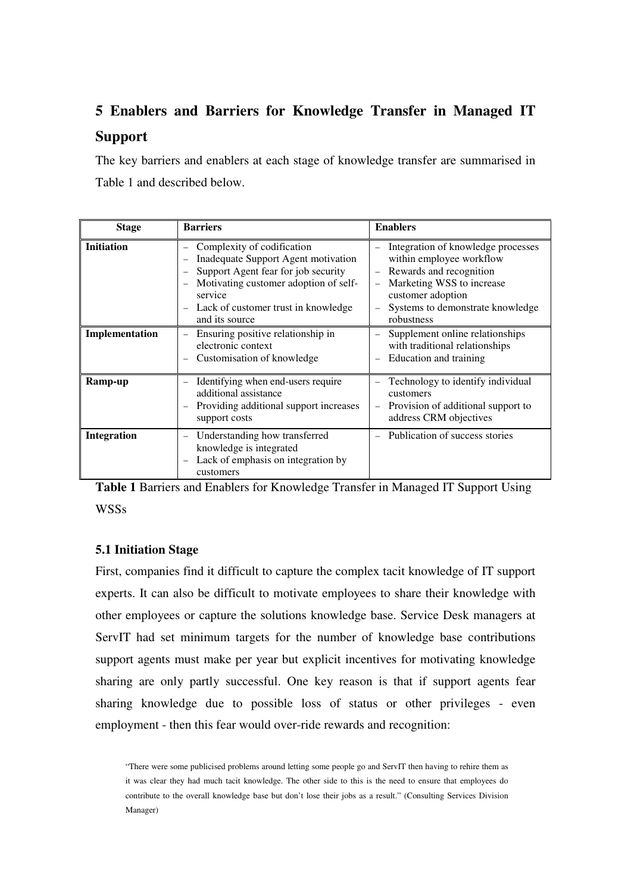## 5 Enablers and Barriers for Knowledge Transfer in Managed IT Support

The key barriers and enablers at each stage of knowledge transfer are summarised in Table 1 and described below.

| Stage | Barriers | Enablers |
|---|---|---|
| **Initiation** | – Complexity of codification<br>– Inadequate Support Agent motivation<br>– Support Agent fear for job security<br>– Motivating customer adoption of self-service<br>– Lack of customer trust in knowledge and its source | – Integration of knowledge processes within employee workflow<br>– Rewards and recognition<br>– Marketing WSS to increase customer adoption<br>– Systems to demonstrate knowledge robustness |
| **Implementation** | – Ensuring positive relationship in electronic context<br>– Customisation of knowledge | – Supplement online relationships with traditional relationships<br>– Education and training |
| **Ramp-up** | – Identifying when end-users require additional assistance<br>– Providing additional support increases support costs | – Technology to identify individual customers<br>– Provision of additional support to address CRM objectives |
| **Integration** | – Understanding how transferred knowledge is integrated<br>– Lack of emphasis on integration by customers | – Publication of success stories |

**Table 1** Barriers and Enablers for Knowledge Transfer in Managed IT Support Using WSSs

### 5.1 Initiation Stage

First, companies find it difficult to capture the complex tacit knowledge of IT support experts. It can also be difficult to motivate employees to share their knowledge with other employees or capture the solutions knowledge base. Service Desk managers at ServIT had set minimum targets for the number of knowledge base contributions support agents must make per year but explicit incentives for motivating knowledge sharing are only partly successful. One key reason is that if support agents fear sharing knowledge due to possible loss of status or other privileges - even employment - then this fear would over-ride rewards and recognition:

> "There were some publicised problems around letting some people go and ServIT then having to rehire them as it was clear they had much tacit knowledge. The other side to this is the need to ensure that employees do contribute to the overall knowledge base but don't lose their jobs as a result." (Consulting Services Division Manager)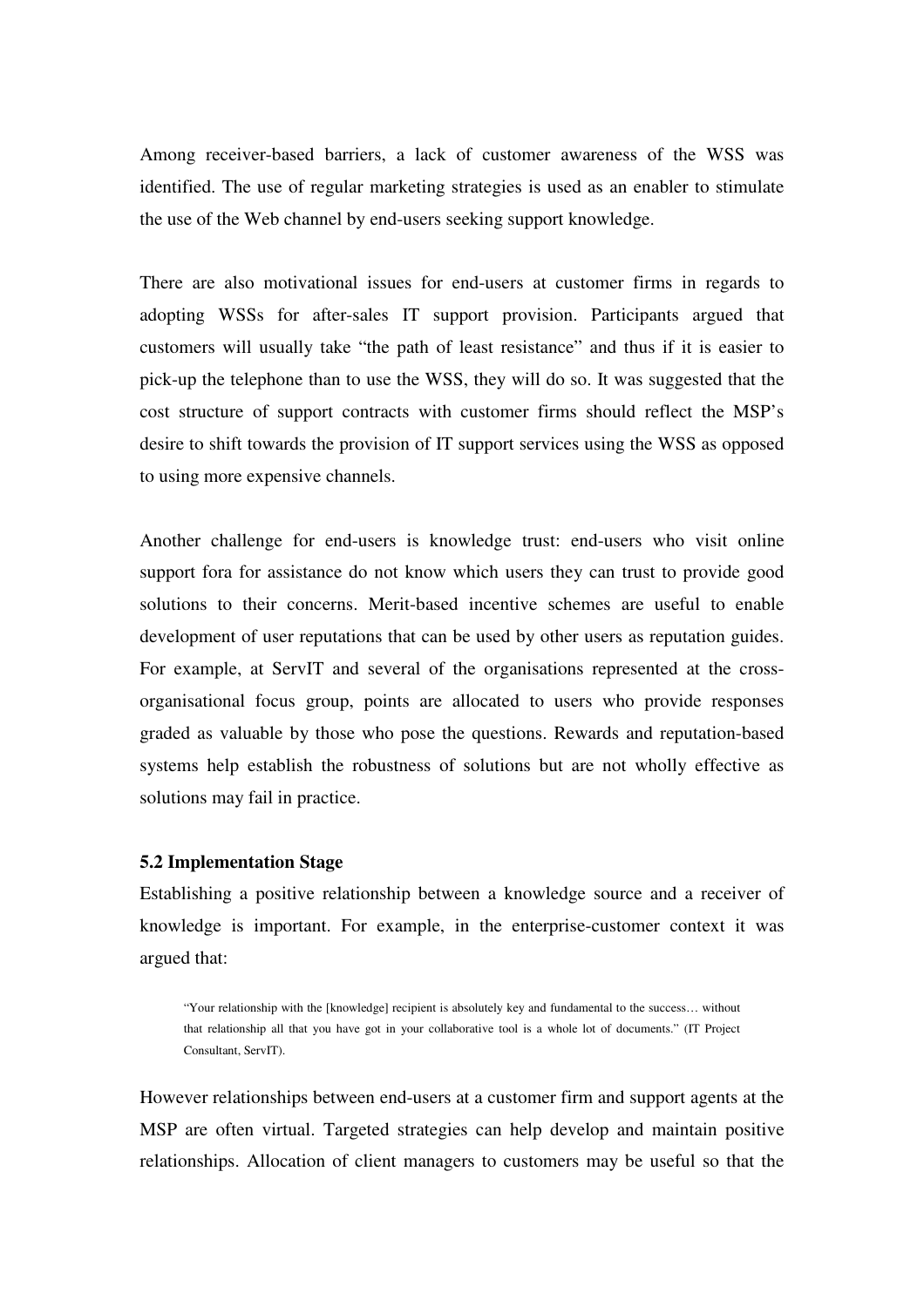Among receiver-based barriers, a lack of customer awareness of the WSS was identified. The use of regular marketing strategies is used as an enabler to stimulate the use of the Web channel by end-users seeking support knowledge.

There are also motivational issues for end-users at customer firms in regards to adopting WSSs for after-sales IT support provision. Participants argued that customers will usually take "the path of least resistance" and thus if it is easier to pick-up the telephone than to use the WSS, they will do so. It was suggested that the cost structure of support contracts with customer firms should reflect the MSP's desire to shift towards the provision of IT support services using the WSS as opposed to using more expensive channels.

Another challenge for end-users is knowledge trust: end-users who visit online support fora for assistance do not know which users they can trust to provide good solutions to their concerns. Merit-based incentive schemes are useful to enable development of user reputations that can be used by other users as reputation guides. For example, at ServIT and several of the organisations represented at the cross-organisational focus group, points are allocated to users who provide responses graded as valuable by those who pose the questions. Rewards and reputation-based systems help establish the robustness of solutions but are not wholly effective as solutions may fail in practice.

### 5.2 Implementation Stage

Establishing a positive relationship between a knowledge source and a receiver of knowledge is important. For example, in the enterprise-customer context it was argued that:

> "Your relationship with the [knowledge] recipient is absolutely key and fundamental to the success… without that relationship all that you have got in your collaborative tool is a whole lot of documents." (IT Project Consultant, ServIT).

However relationships between end-users at a customer firm and support agents at the MSP are often virtual. Targeted strategies can help develop and maintain positive relationships. Allocation of client managers to customers may be useful so that the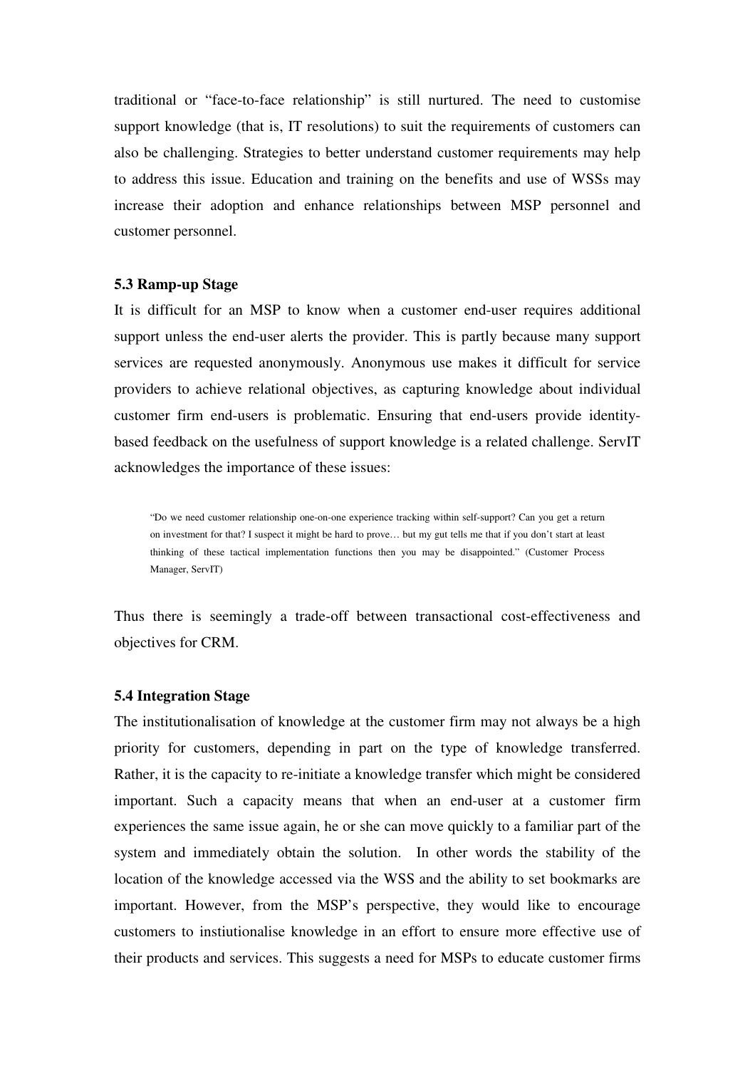traditional or "face-to-face relationship" is still nurtured. The need to customise support knowledge (that is, IT resolutions) to suit the requirements of customers can also be challenging. Strategies to better understand customer requirements may help to address this issue. Education and training on the benefits and use of WSSs may increase their adoption and enhance relationships between MSP personnel and customer personnel.

### 5.3 Ramp-up Stage

It is difficult for an MSP to know when a customer end-user requires additional support unless the end-user alerts the provider. This is partly because many support services are requested anonymously. Anonymous use makes it difficult for service providers to achieve relational objectives, as capturing knowledge about individual customer firm end-users is problematic. Ensuring that end-users provide identity-based feedback on the usefulness of support knowledge is a related challenge. ServIT acknowledges the importance of these issues:

> "Do we need customer relationship one-on-one experience tracking within self-support? Can you get a return on investment for that? I suspect it might be hard to prove… but my gut tells me that if you don't start at least thinking of these tactical implementation functions then you may be disappointed." (Customer Process Manager, ServIT)

Thus there is seemingly a trade-off between transactional cost-effectiveness and objectives for CRM.

### 5.4 Integration Stage

The institutionalisation of knowledge at the customer firm may not always be a high priority for customers, depending in part on the type of knowledge transferred. Rather, it is the capacity to re-initiate a knowledge transfer which might be considered important. Such a capacity means that when an end-user at a customer firm experiences the same issue again, he or she can move quickly to a familiar part of the system and immediately obtain the solution. In other words the stability of the location of the knowledge accessed via the WSS and the ability to set bookmarks are important. However, from the MSP's perspective, they would like to encourage customers to instiutionalise knowledge in an effort to ensure more effective use of their products and services. This suggests a need for MSPs to educate customer firms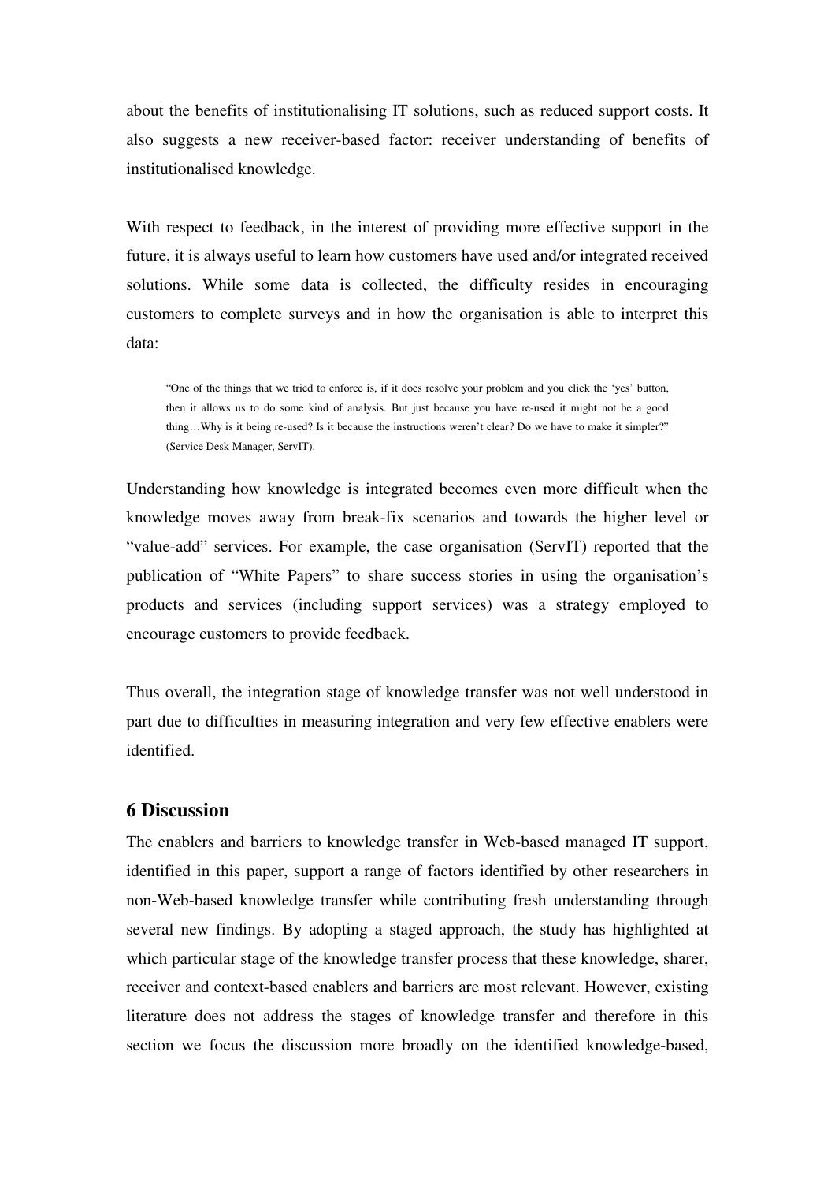about the benefits of institutionalising IT solutions, such as reduced support costs. It also suggests a new receiver-based factor: receiver understanding of benefits of institutionalised knowledge.

With respect to feedback, in the interest of providing more effective support in the future, it is always useful to learn how customers have used and/or integrated received solutions. While some data is collected, the difficulty resides in encouraging customers to complete surveys and in how the organisation is able to interpret this data:

> "One of the things that we tried to enforce is, if it does resolve your problem and you click the 'yes' button, then it allows us to do some kind of analysis. But just because you have re-used it might not be a good thing…Why is it being re-used? Is it because the instructions weren't clear? Do we have to make it simpler?" (Service Desk Manager, ServIT).

Understanding how knowledge is integrated becomes even more difficult when the knowledge moves away from break-fix scenarios and towards the higher level or "value-add" services. For example, the case organisation (ServIT) reported that the publication of "White Papers" to share success stories in using the organisation's products and services (including support services) was a strategy employed to encourage customers to provide feedback.

Thus overall, the integration stage of knowledge transfer was not well understood in part due to difficulties in measuring integration and very few effective enablers were identified.

## 6 Discussion

The enablers and barriers to knowledge transfer in Web-based managed IT support, identified in this paper, support a range of factors identified by other researchers in non-Web-based knowledge transfer while contributing fresh understanding through several new findings. By adopting a staged approach, the study has highlighted at which particular stage of the knowledge transfer process that these knowledge, sharer, receiver and context-based enablers and barriers are most relevant. However, existing literature does not address the stages of knowledge transfer and therefore in this section we focus the discussion more broadly on the identified knowledge-based,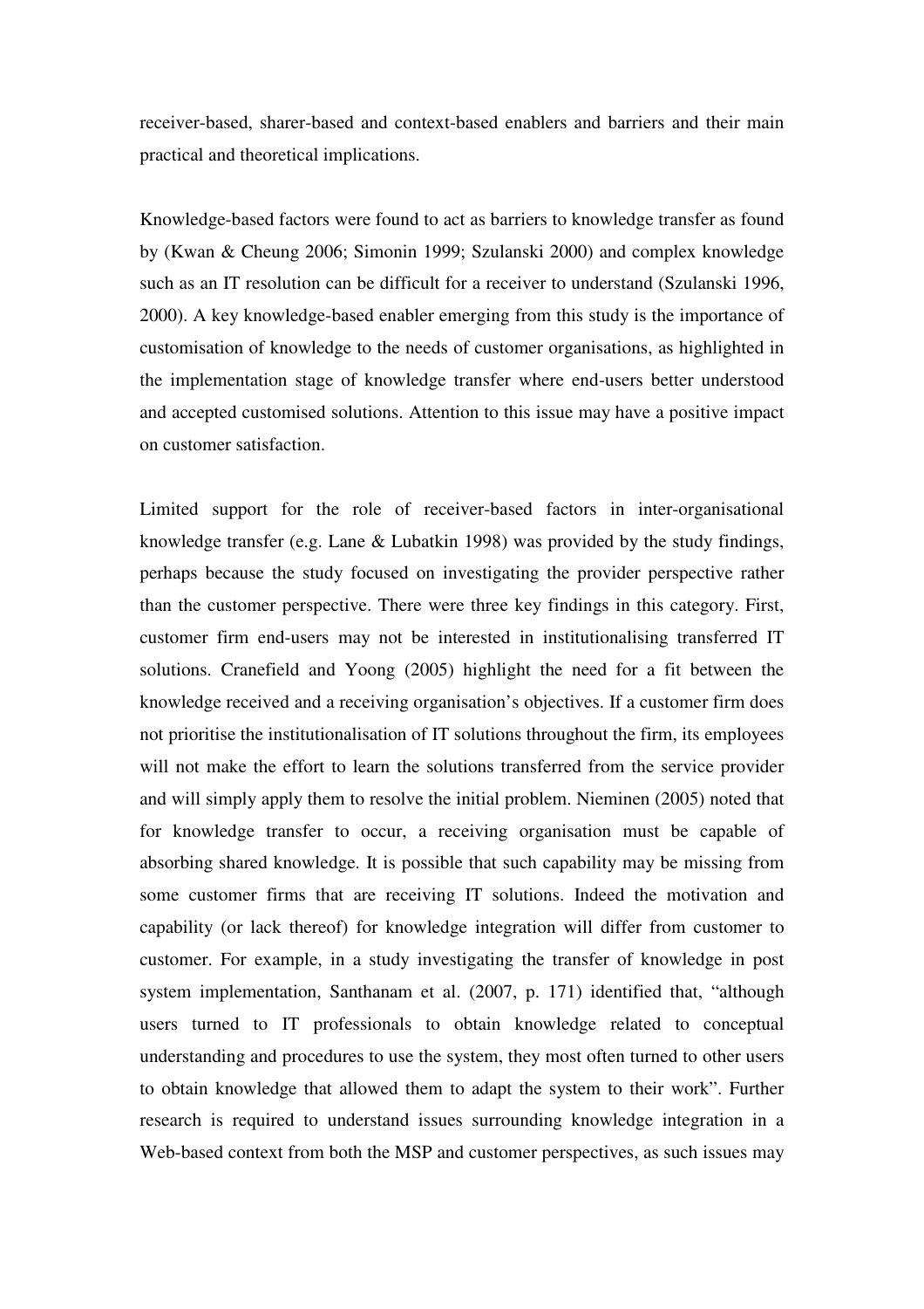receiver-based, sharer-based and context-based enablers and barriers and their main practical and theoretical implications.

Knowledge-based factors were found to act as barriers to knowledge transfer as found by (Kwan & Cheung 2006; Simonin 1999; Szulanski 2000) and complex knowledge such as an IT resolution can be difficult for a receiver to understand (Szulanski 1996, 2000). A key knowledge-based enabler emerging from this study is the importance of customisation of knowledge to the needs of customer organisations, as highlighted in the implementation stage of knowledge transfer where end-users better understood and accepted customised solutions. Attention to this issue may have a positive impact on customer satisfaction.

Limited support for the role of receiver-based factors in inter-organisational knowledge transfer (e.g. Lane & Lubatkin 1998) was provided by the study findings, perhaps because the study focused on investigating the provider perspective rather than the customer perspective. There were three key findings in this category. First, customer firm end-users may not be interested in institutionalising transferred IT solutions. Cranefield and Yoong (2005) highlight the need for a fit between the knowledge received and a receiving organisation's objectives. If a customer firm does not prioritise the institutionalisation of IT solutions throughout the firm, its employees will not make the effort to learn the solutions transferred from the service provider and will simply apply them to resolve the initial problem. Nieminen (2005) noted that for knowledge transfer to occur, a receiving organisation must be capable of absorbing shared knowledge. It is possible that such capability may be missing from some customer firms that are receiving IT solutions. Indeed the motivation and capability (or lack thereof) for knowledge integration will differ from customer to customer. For example, in a study investigating the transfer of knowledge in post system implementation, Santhanam et al. (2007, p. 171) identified that, "although users turned to IT professionals to obtain knowledge related to conceptual understanding and procedures to use the system, they most often turned to other users to obtain knowledge that allowed them to adapt the system to their work". Further research is required to understand issues surrounding knowledge integration in a Web-based context from both the MSP and customer perspectives, as such issues may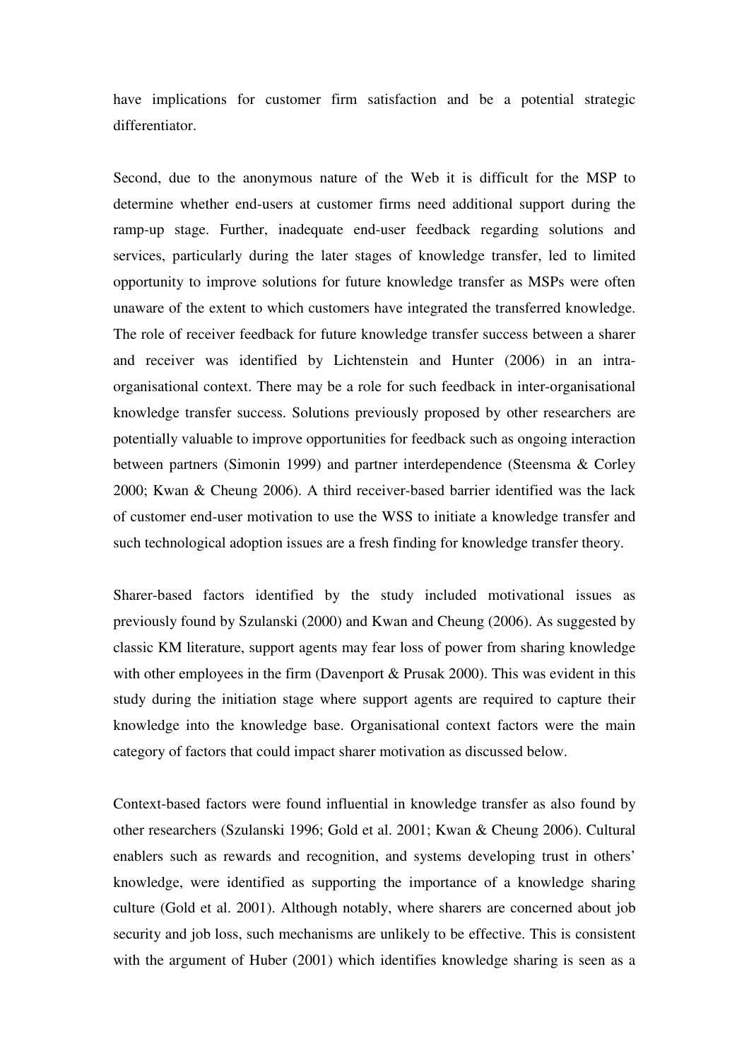have implications for customer firm satisfaction and be a potential strategic differentiator.

Second, due to the anonymous nature of the Web it is difficult for the MSP to determine whether end-users at customer firms need additional support during the ramp-up stage. Further, inadequate end-user feedback regarding solutions and services, particularly during the later stages of knowledge transfer, led to limited opportunity to improve solutions for future knowledge transfer as MSPs were often unaware of the extent to which customers have integrated the transferred knowledge. The role of receiver feedback for future knowledge transfer success between a sharer and receiver was identified by Lichtenstein and Hunter (2006) in an intra-organisational context. There may be a role for such feedback in inter-organisational knowledge transfer success. Solutions previously proposed by other researchers are potentially valuable to improve opportunities for feedback such as ongoing interaction between partners (Simonin 1999) and partner interdependence (Steensma & Corley 2000; Kwan & Cheung 2006). A third receiver-based barrier identified was the lack of customer end-user motivation to use the WSS to initiate a knowledge transfer and such technological adoption issues are a fresh finding for knowledge transfer theory.

Sharer-based factors identified by the study included motivational issues as previously found by Szulanski (2000) and Kwan and Cheung (2006). As suggested by classic KM literature, support agents may fear loss of power from sharing knowledge with other employees in the firm (Davenport & Prusak 2000). This was evident in this study during the initiation stage where support agents are required to capture their knowledge into the knowledge base. Organisational context factors were the main category of factors that could impact sharer motivation as discussed below.

Context-based factors were found influential in knowledge transfer as also found by other researchers (Szulanski 1996; Gold et al. 2001; Kwan & Cheung 2006). Cultural enablers such as rewards and recognition, and systems developing trust in others' knowledge, were identified as supporting the importance of a knowledge sharing culture (Gold et al. 2001). Although notably, where sharers are concerned about job security and job loss, such mechanisms are unlikely to be effective. This is consistent with the argument of Huber (2001) which identifies knowledge sharing is seen as a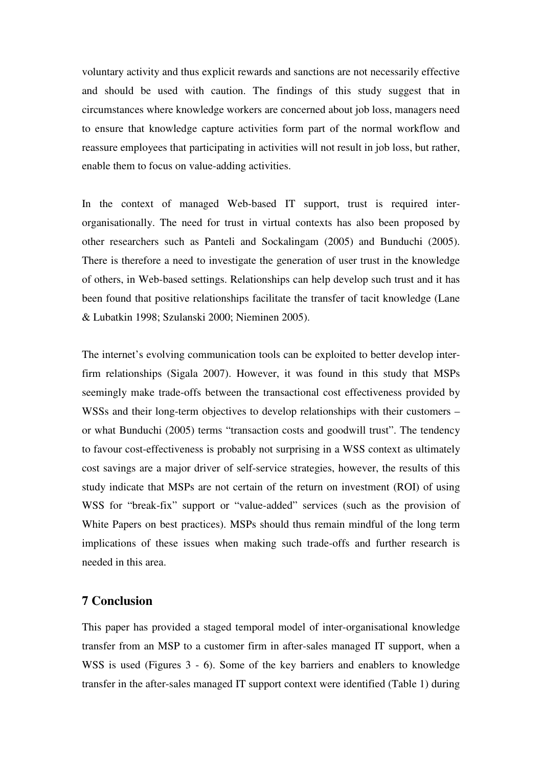voluntary activity and thus explicit rewards and sanctions are not necessarily effective and should be used with caution. The findings of this study suggest that in circumstances where knowledge workers are concerned about job loss, managers need to ensure that knowledge capture activities form part of the normal workflow and reassure employees that participating in activities will not result in job loss, but rather, enable them to focus on value-adding activities.

In the context of managed Web-based IT support, trust is required inter-organisationally. The need for trust in virtual contexts has also been proposed by other researchers such as Panteli and Sockalingam (2005) and Bunduchi (2005). There is therefore a need to investigate the generation of user trust in the knowledge of others, in Web-based settings. Relationships can help develop such trust and it has been found that positive relationships facilitate the transfer of tacit knowledge (Lane & Lubatkin 1998; Szulanski 2000; Nieminen 2005).

The internet's evolving communication tools can be exploited to better develop inter-firm relationships (Sigala 2007). However, it was found in this study that MSPs seemingly make trade-offs between the transactional cost effectiveness provided by WSSs and their long-term objectives to develop relationships with their customers – or what Bunduchi (2005) terms "transaction costs and goodwill trust". The tendency to favour cost-effectiveness is probably not surprising in a WSS context as ultimately cost savings are a major driver of self-service strategies, however, the results of this study indicate that MSPs are not certain of the return on investment (ROI) of using WSS for "break-fix" support or "value-added" services (such as the provision of White Papers on best practices). MSPs should thus remain mindful of the long term implications of these issues when making such trade-offs and further research is needed in this area.

## 7 Conclusion

This paper has provided a staged temporal model of inter-organisational knowledge transfer from an MSP to a customer firm in after-sales managed IT support, when a WSS is used (Figures 3 - 6). Some of the key barriers and enablers to knowledge transfer in the after-sales managed IT support context were identified (Table 1) during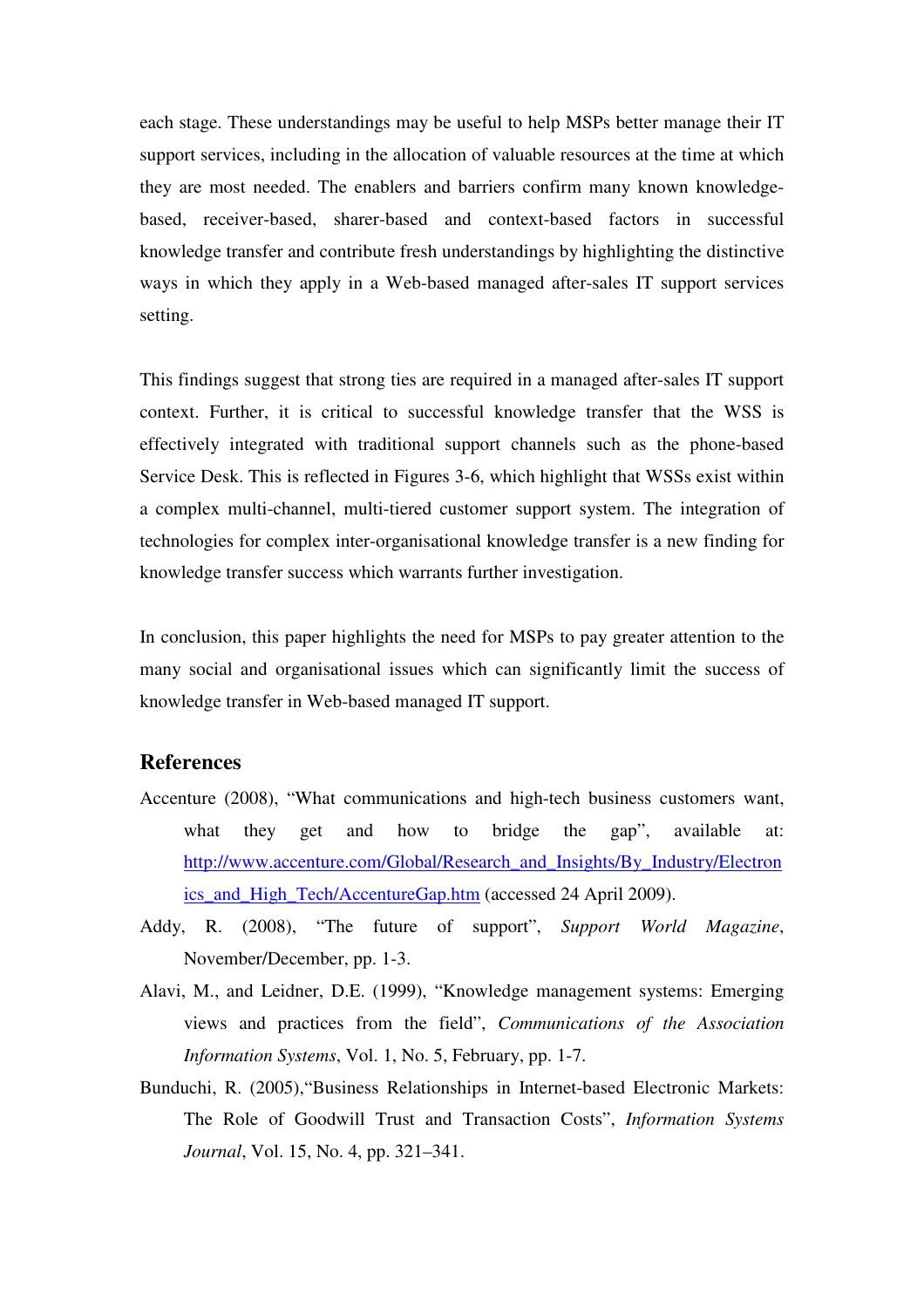each stage. These understandings may be useful to help MSPs better manage their IT support services, including in the allocation of valuable resources at the time at which they are most needed. The enablers and barriers confirm many known knowledge-based, receiver-based, sharer-based and context-based factors in successful knowledge transfer and contribute fresh understandings by highlighting the distinctive ways in which they apply in a Web-based managed after-sales IT support services setting.

This findings suggest that strong ties are required in a managed after-sales IT support context. Further, it is critical to successful knowledge transfer that the WSS is effectively integrated with traditional support channels such as the phone-based Service Desk. This is reflected in Figures 3-6, which highlight that WSSs exist within a complex multi-channel, multi-tiered customer support system. The integration of technologies for complex inter-organisational knowledge transfer is a new finding for knowledge transfer success which warrants further investigation.

In conclusion, this paper highlights the need for MSPs to pay greater attention to the many social and organisational issues which can significantly limit the success of knowledge transfer in Web-based managed IT support.

## References

Accenture (2008), "What communications and high-tech business customers want, what they get and how to bridge the gap", available at: http://www.accenture.com/Global/Research_and_Insights/By_Industry/Electronics_and_High_Tech/AccentureGap.htm (accessed 24 April 2009).

Addy, R. (2008), "The future of support", *Support World Magazine*, November/December, pp. 1-3.

Alavi, M., and Leidner, D.E. (1999), "Knowledge management systems: Emerging views and practices from the field", *Communications of the Association Information Systems*, Vol. 1, No. 5, February, pp. 1-7.

Bunduchi, R. (2005),"Business Relationships in Internet-based Electronic Markets: The Role of Goodwill Trust and Transaction Costs", *Information Systems Journal*, Vol. 15, No. 4, pp. 321–341.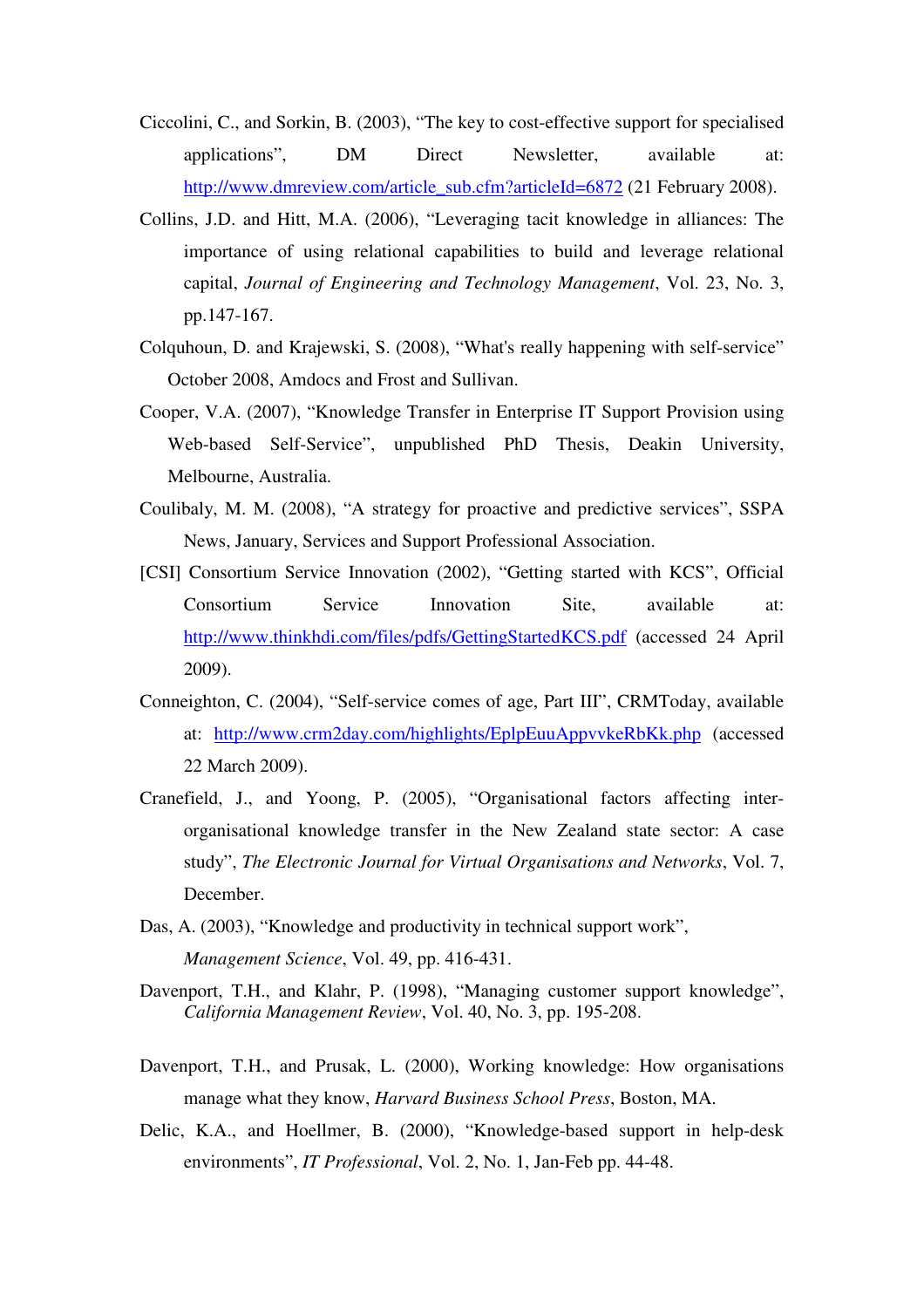Ciccolini, C., and Sorkin, B. (2003), "The key to cost-effective support for specialised applications", DM Direct Newsletter, available at: http://www.dmreview.com/article_sub.cfm?articleId=6872 (21 February 2008).

Collins, J.D. and Hitt, M.A. (2006), "Leveraging tacit knowledge in alliances: The importance of using relational capabilities to build and leverage relational capital, *Journal of Engineering and Technology Management*, Vol. 23, No. 3, pp.147-167.

Colquhoun, D. and Krajewski, S. (2008), "What's really happening with self-service" October 2008, Amdocs and Frost and Sullivan.

Cooper, V.A. (2007), "Knowledge Transfer in Enterprise IT Support Provision using Web-based Self-Service", unpublished PhD Thesis, Deakin University, Melbourne, Australia.

Coulibaly, M. M. (2008), "A strategy for proactive and predictive services", SSPA News, January, Services and Support Professional Association.

[CSI] Consortium Service Innovation (2002), "Getting started with KCS", Official Consortium Service Innovation Site, available at: http://www.thinkhdi.com/files/pdfs/GettingStartedKCS.pdf (accessed 24 April 2009).

Conneighton, C. (2004), "Self-service comes of age, Part III", CRMToday, available at: http://www.crm2day.com/highlights/EplpEuuAppvvkeRbKk.php (accessed 22 March 2009).

Cranefield, J., and Yoong, P. (2005), "Organisational factors affecting inter-organisational knowledge transfer in the New Zealand state sector: A case study", *The Electronic Journal for Virtual Organisations and Networks*, Vol. 7, December.

Das, A. (2003), "Knowledge and productivity in technical support work", *Management Science*, Vol. 49, pp. 416-431.

Davenport, T.H., and Klahr, P. (1998), "Managing customer support knowledge", *California Management Review*, Vol. 40, No. 3, pp. 195-208.

Davenport, T.H., and Prusak, L. (2000), Working knowledge: How organisations manage what they know, *Harvard Business School Press*, Boston, MA.

Delic, K.A., and Hoellmer, B. (2000), "Knowledge-based support in help-desk environments", *IT Professional*, Vol. 2, No. 1, Jan-Feb pp. 44-48.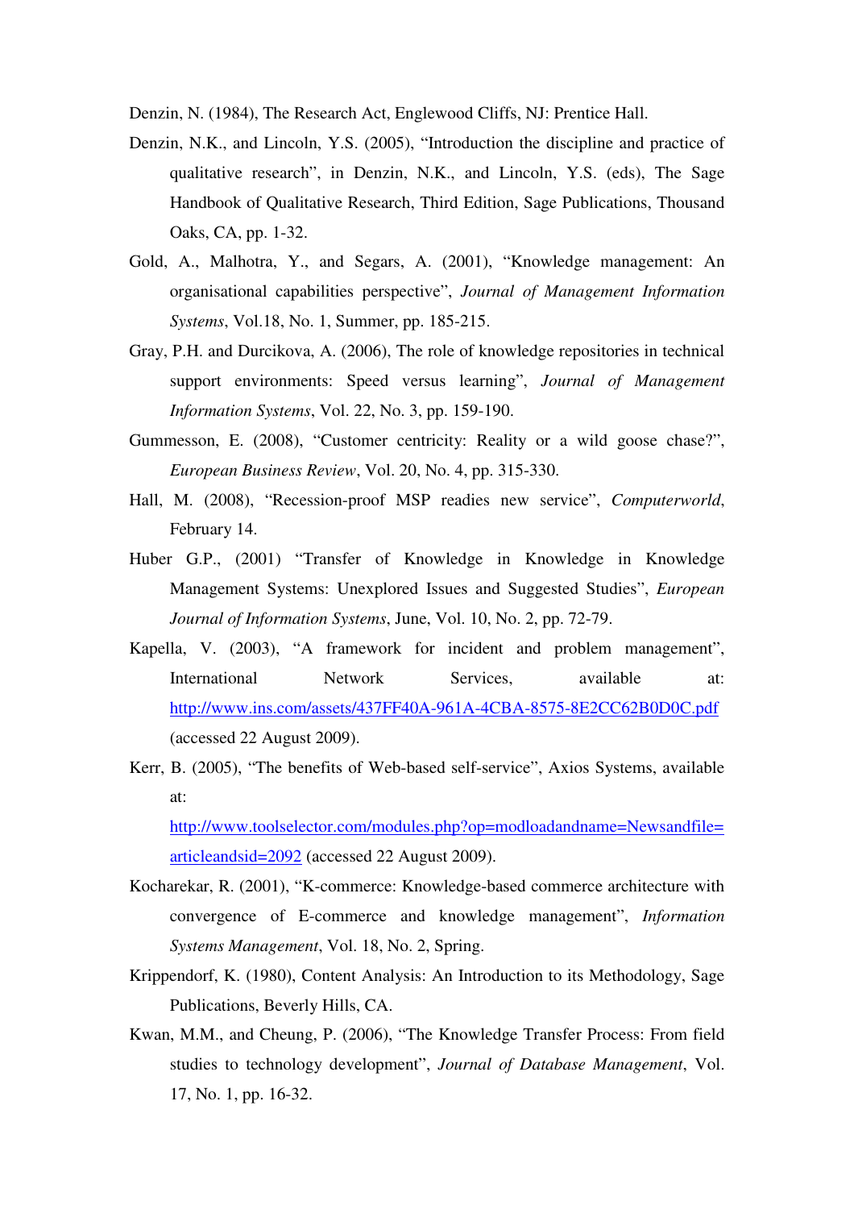Denzin, N. (1984), The Research Act, Englewood Cliffs, NJ: Prentice Hall.

Denzin, N.K., and Lincoln, Y.S. (2005), "Introduction the discipline and practice of qualitative research", in Denzin, N.K., and Lincoln, Y.S. (eds), The Sage Handbook of Qualitative Research, Third Edition, Sage Publications, Thousand Oaks, CA, pp. 1-32.

Gold, A., Malhotra, Y., and Segars, A. (2001), "Knowledge management: An organisational capabilities perspective", *Journal of Management Information Systems*, Vol.18, No. 1, Summer, pp. 185-215.

Gray, P.H. and Durcikova, A. (2006), The role of knowledge repositories in technical support environments: Speed versus learning", *Journal of Management Information Systems*, Vol. 22, No. 3, pp. 159-190.

Gummesson, E. (2008), "Customer centricity: Reality or a wild goose chase?", *European Business Review*, Vol. 20, No. 4, pp. 315-330.

Hall, M. (2008), "Recession-proof MSP readies new service", *Computerworld*, February 14.

Huber G.P., (2001) "Transfer of Knowledge in Knowledge in Knowledge Management Systems: Unexplored Issues and Suggested Studies", *European Journal of Information Systems*, June, Vol. 10, No. 2, pp. 72-79.

Kapella, V. (2003), "A framework for incident and problem management", International Network Services, available at: http://www.ins.com/assets/437FF40A-961A-4CBA-8575-8E2CC62B0D0C.pdf (accessed 22 August 2009).

Kerr, B. (2005), "The benefits of Web-based self-service", Axios Systems, available at: http://www.toolselector.com/modules.php?op=modloadandname=Newsandfile=articleandsid=2092 (accessed 22 August 2009).

Kocharekar, R. (2001), "K-commerce: Knowledge-based commerce architecture with convergence of E-commerce and knowledge management", *Information Systems Management*, Vol. 18, No. 2, Spring.

Krippendorf, K. (1980), Content Analysis: An Introduction to its Methodology, Sage Publications, Beverly Hills, CA.

Kwan, M.M., and Cheung, P. (2006), "The Knowledge Transfer Process: From field studies to technology development", *Journal of Database Management*, Vol. 17, No. 1, pp. 16-32.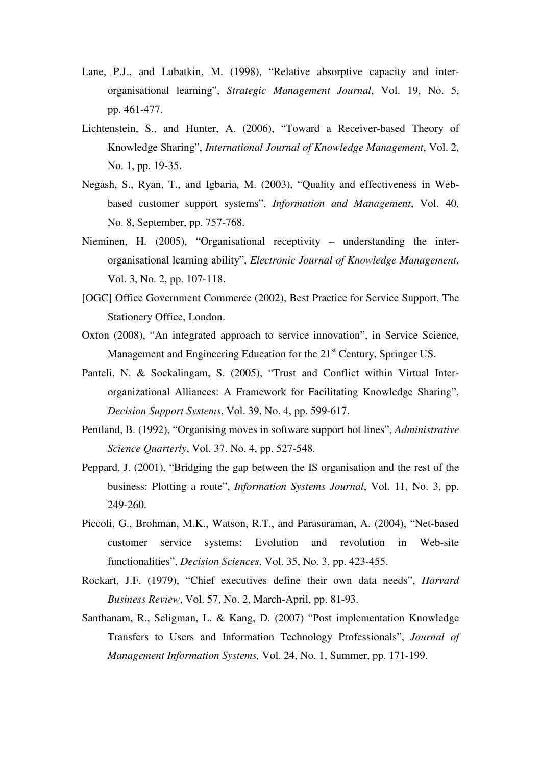Lane, P.J., and Lubatkin, M. (1998), "Relative absorptive capacity and inter-organisational learning", *Strategic Management Journal*, Vol. 19, No. 5, pp. 461-477.

Lichtenstein, S., and Hunter, A. (2006), "Toward a Receiver-based Theory of Knowledge Sharing", *International Journal of Knowledge Management*, Vol. 2, No. 1, pp. 19-35.

Negash, S., Ryan, T., and Igbaria, M. (2003), "Quality and effectiveness in Web-based customer support systems", *Information and Management*, Vol. 40, No. 8, September, pp. 757-768.

Nieminen, H. (2005), "Organisational receptivity – understanding the inter-organisational learning ability", *Electronic Journal of Knowledge Management*, Vol. 3, No. 2, pp. 107-118.

[OGC] Office Government Commerce (2002), Best Practice for Service Support, The Stationery Office, London.

Oxton (2008), "An integrated approach to service innovation", in Service Science, Management and Engineering Education for the 21st Century, Springer US.

Panteli, N. & Sockalingam, S. (2005), "Trust and Conflict within Virtual Inter-organizational Alliances: A Framework for Facilitating Knowledge Sharing", *Decision Support Systems*, Vol. 39, No. 4, pp. 599-617.

Pentland, B. (1992), "Organising moves in software support hot lines", *Administrative Science Quarterly*, Vol. 37. No. 4, pp. 527-548.

Peppard, J. (2001), "Bridging the gap between the IS organisation and the rest of the business: Plotting a route", *Information Systems Journal*, Vol. 11, No. 3, pp. 249-260.

Piccoli, G., Brohman, M.K., Watson, R.T., and Parasuraman, A. (2004), "Net-based customer service systems: Evolution and revolution in Web-site functionalities", *Decision Sciences*, Vol. 35, No. 3, pp. 423-455.

Rockart, J.F. (1979), "Chief executives define their own data needs", *Harvard Business Review*, Vol. 57, No. 2, March-April, pp. 81-93.

Santhanam, R., Seligman, L. & Kang, D. (2007) "Post implementation Knowledge Transfers to Users and Information Technology Professionals", *Journal of Management Information Systems,* Vol. 24, No. 1, Summer, pp. 171-199.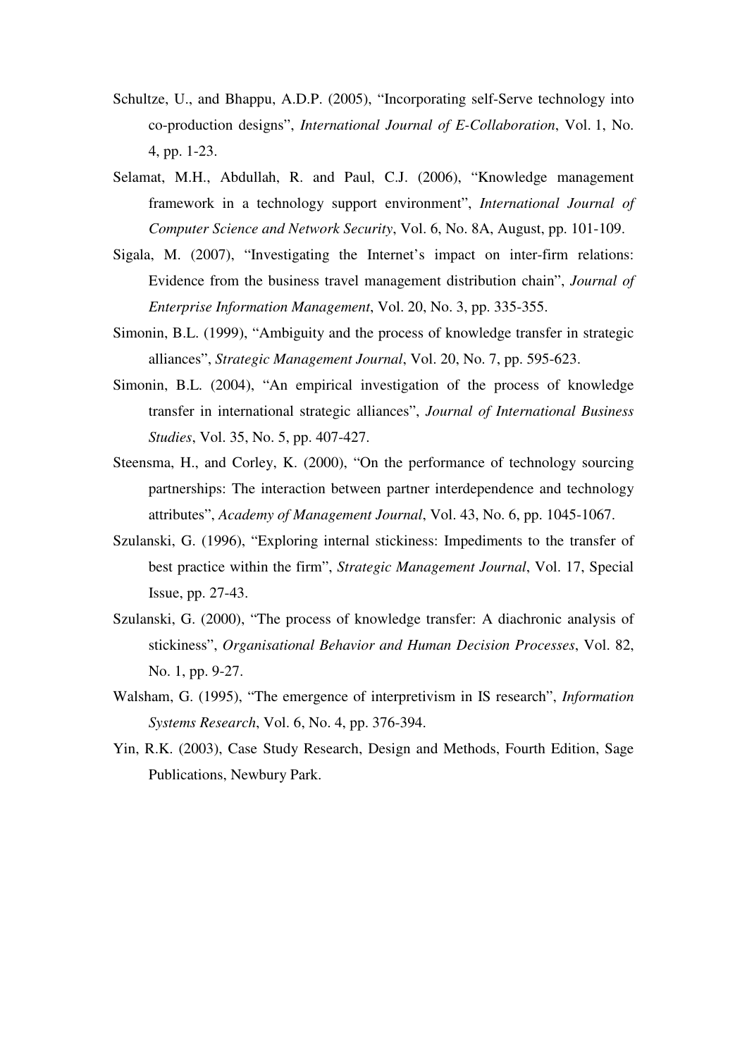Schultze, U., and Bhappu, A.D.P. (2005), "Incorporating self-Serve technology into co-production designs", *International Journal of E-Collaboration*, Vol. 1, No. 4, pp. 1-23.

Selamat, M.H., Abdullah, R. and Paul, C.J. (2006), "Knowledge management framework in a technology support environment", *International Journal of Computer Science and Network Security*, Vol. 6, No. 8A, August, pp. 101-109.

Sigala, M. (2007), "Investigating the Internet's impact on inter-firm relations: Evidence from the business travel management distribution chain", *Journal of Enterprise Information Management*, Vol. 20, No. 3, pp. 335-355.

Simonin, B.L. (1999), "Ambiguity and the process of knowledge transfer in strategic alliances", *Strategic Management Journal*, Vol. 20, No. 7, pp. 595-623.

Simonin, B.L. (2004), "An empirical investigation of the process of knowledge transfer in international strategic alliances", *Journal of International Business Studies*, Vol. 35, No. 5, pp. 407-427.

Steensma, H., and Corley, K. (2000), "On the performance of technology sourcing partnerships: The interaction between partner interdependence and technology attributes", *Academy of Management Journal*, Vol. 43, No. 6, pp. 1045-1067.

Szulanski, G. (1996), "Exploring internal stickiness: Impediments to the transfer of best practice within the firm", *Strategic Management Journal*, Vol. 17, Special Issue, pp. 27-43.

Szulanski, G. (2000), "The process of knowledge transfer: A diachronic analysis of stickiness", *Organisational Behavior and Human Decision Processes*, Vol. 82, No. 1, pp. 9-27.

Walsham, G. (1995), "The emergence of interpretivism in IS research", *Information Systems Research*, Vol. 6, No. 4, pp. 376-394.

Yin, R.K. (2003), Case Study Research, Design and Methods, Fourth Edition, Sage Publications, Newbury Park.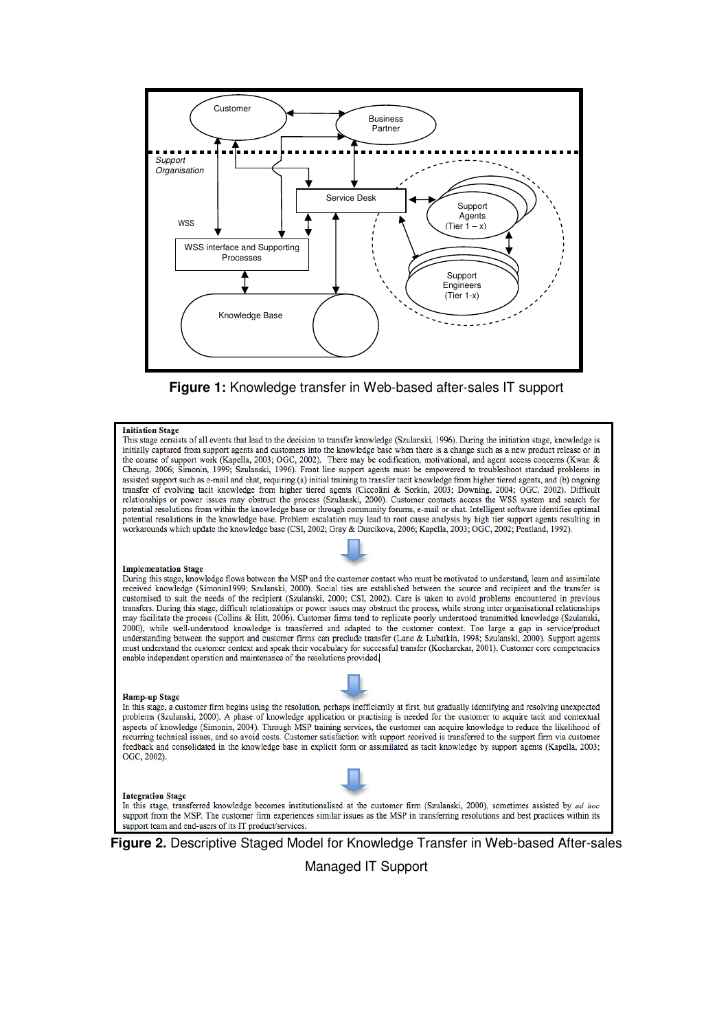Customer

Business Partner

Support Organisation

Service Desk

Support Agents (Tier 1 – x)

WSS

WSS interface and Supporting Processes

Support Engineers (Tier 1-x)

Knowledge Base

**Figure 1:** Knowledge transfer in Web-based after-sales IT support

**Initiation Stage**

This stage consists of all events that lead to the decision to transfer knowledge (Szulanski, 1996). During the initiation stage, knowledge is initially captured from support agents and customers into the knowledge base when there is a change such as a new product release or in the course of support work (Kapella, 2003; OGC, 2002). There may be codification, motivational, and agent access concerns (Kwan & Cheung, 2006; Simonin, 1999; Szulanski, 1996). Front line support agents must be empowered to troubleshoot standard problems in assisted support such as e-mail and chat, requiring (a) initial training to transfer tacit knowledge from higher tiered agents, and (b) ongoing transfer of evolving tacit knowledge from higher tiered agents (Ciccolini & Sorkin, 2003; Downing, 2004; OGC, 2002). Difficult relationships or power issues may obstruct the process (Szulanski, 2000). Customer contacts access the WSS system and search for potential resolutions from within the knowledge base or through community forums, e-mail or chat. Intelligent software identifies optimal potential resolutions in the knowledge base. Problem escalation may lead to root cause analysis by high tier support agents resulting in workarounds which update the knowledge base (CSI, 2002; Gray & Durcikova, 2006; Kapella, 2003; OGC, 2002; Pentland, 1992).

**Implementation Stage**

During this stage, knowledge flows between the MSP and the customer contact who must be motivated to understand, learn and assimilate received knowledge (Simonin1999; Szulanski, 2000). Social ties are established between the source and recipient and the transfer is customised to suit the needs of the recipient (Szulanski, 2000; CSI, 2002). Care is taken to avoid problems encountered in previous transfers. During this stage, difficult relationships or power issues may obstruct the process, while strong inter organisational relationships may facilitate the process (Collins & Hitt, 2006). Customer firms tend to replicate poorly understood transmitted knowledge (Szulanski, 2000), while well-understood knowledge is transferred and adapted to the customer context. Too large a gap in service/product understanding between the support and customer firms can preclude transfer (Lane & Lubatkin, 1998; Szulanski, 2000). Support agents must understand the customer context and speak their vocabulary for successful transfer (Kocharekar, 2001). Customer core competencies enable independent operation and maintenance of the resolutions provided.

**Ramp-up Stage**

In this stage, a customer firm begins using the resolution, perhaps inefficiently at first, but gradually identifying and resolving unexpected problems (Szulanski, 2000). A phase of knowledge application or practising is needed for the customer to acquire tacit and contextual aspects of knowledge (Simonin, 2004). Through MSP training services, the customer can acquire knowledge to reduce the likelihood of recurring technical issues, and so avoid costs. Customer satisfaction with support received is transferred to the support firm via customer feedback and consolidated in the knowledge base in explicit form or assimilated as tacit knowledge by support agents (Kapella, 2003; OGC, 2002).

**Integration Stage**

In this stage, transferred knowledge becomes institutionalised at the customer firm (Szulanski, 2000), sometimes assisted by *ad hoc* support from the MSP. The customer firm experiences similar issues as the MSP in transferring resolutions and best practices within its support team and end-users of its IT product/services.

**Figure 2.** Descriptive Staged Model for Knowledge Transfer in Web-based After-sales Managed IT Support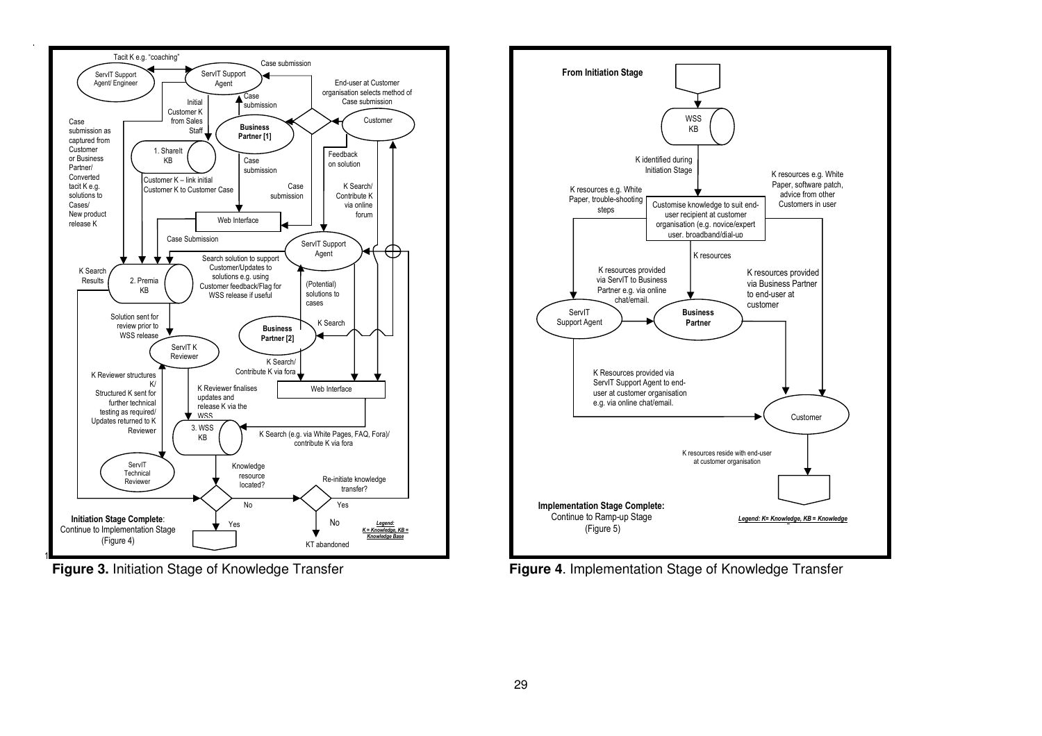**Figure 3.** Initiation Stage of Knowledge Transfer

**Figure 4**. Implementation Stage of Knowledge Transfer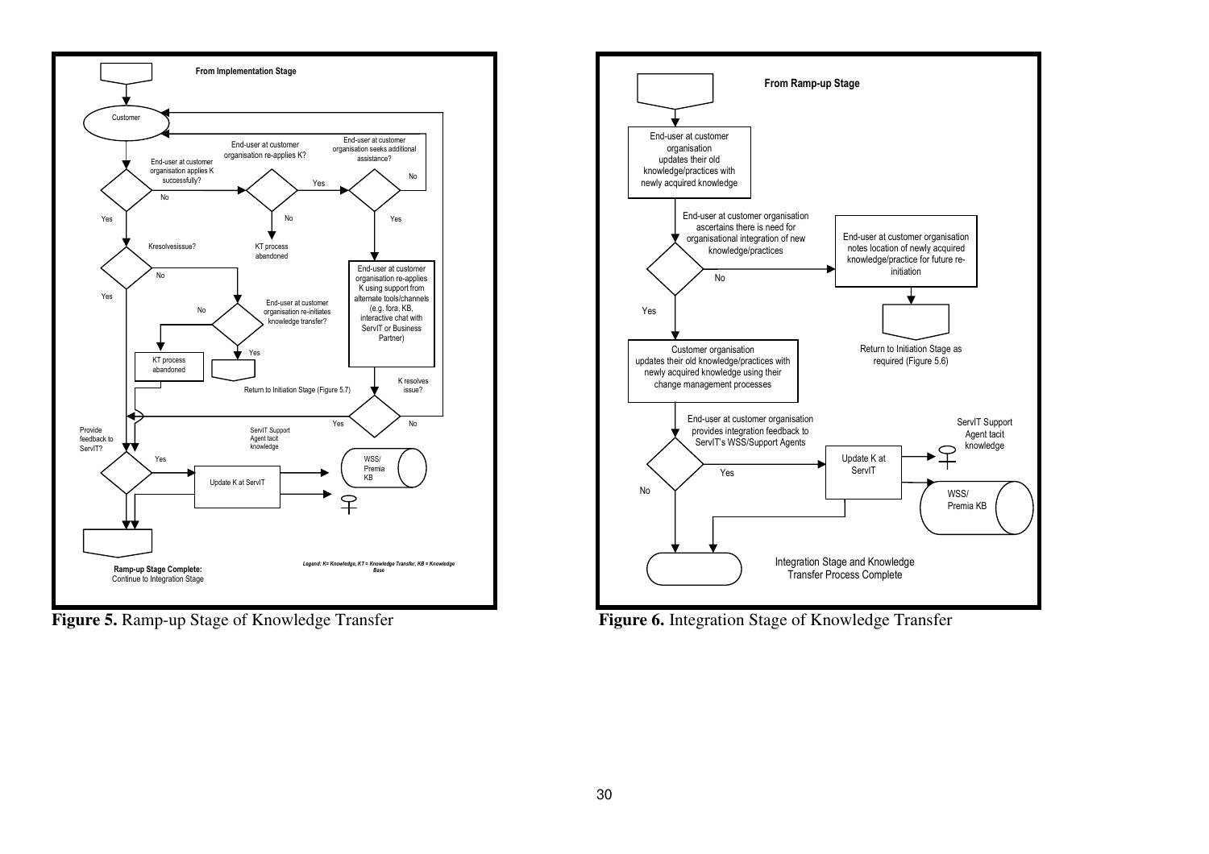From Implementation Stage

Customer

End-user at customer organisation applies K successfully?

End-user at customer organisation re-applies K?

End-user at customer organisation seeks additional assistance?

Yes

No

No

Yes

No

Yes

Kresolvesissue?

KT process abandoned

End-user at customer organisation re-applies K using support from alternate tools/channels (e.g. fora, KB, interactive chat with ServIT or Business Partner)

No

Yes

No

End-user at customer organisation re-initiates knowledge transfer?

KT process abandoned

Yes

Return to Initiation Stage (Figure 5.7)

K resolves issue?

Yes

No

Provide feedback to ServIT?

ServIT Support Agent tacit knowledge

Yes

Update K at ServIT

WSS/ Premia KB

Ramp-up Stage Complete: Continue to Integration Stage

*Legend: K= Knowledge, KT = Knowledge Transfer, KB = Knowledge Base*

**Figure 5.** Ramp-up Stage of Knowledge Transfer

From Ramp-up Stage

End-user at customer organisation updates their old knowledge/practices with newly acquired knowledge

End-user at customer organisation ascertains there is need for organisational integration of new knowledge/practices

No

End-user at customer organisation notes location of newly acquired knowledge/practice for future re-initiation

Return to Initiation Stage as required (Figure 5.6)

Yes

Customer organisation updates their old knowledge/practices with newly acquired knowledge using their change management processes

End-user at customer organisation provides integration feedback to ServIT's WSS/Support Agents

Yes

Update K at ServIT

ServIT Support Agent tacit knowledge

WSS/ Premia KB

No

Integration Stage and Knowledge Transfer Process Complete

**Figure 6.** Integration Stage of Knowledge Transfer